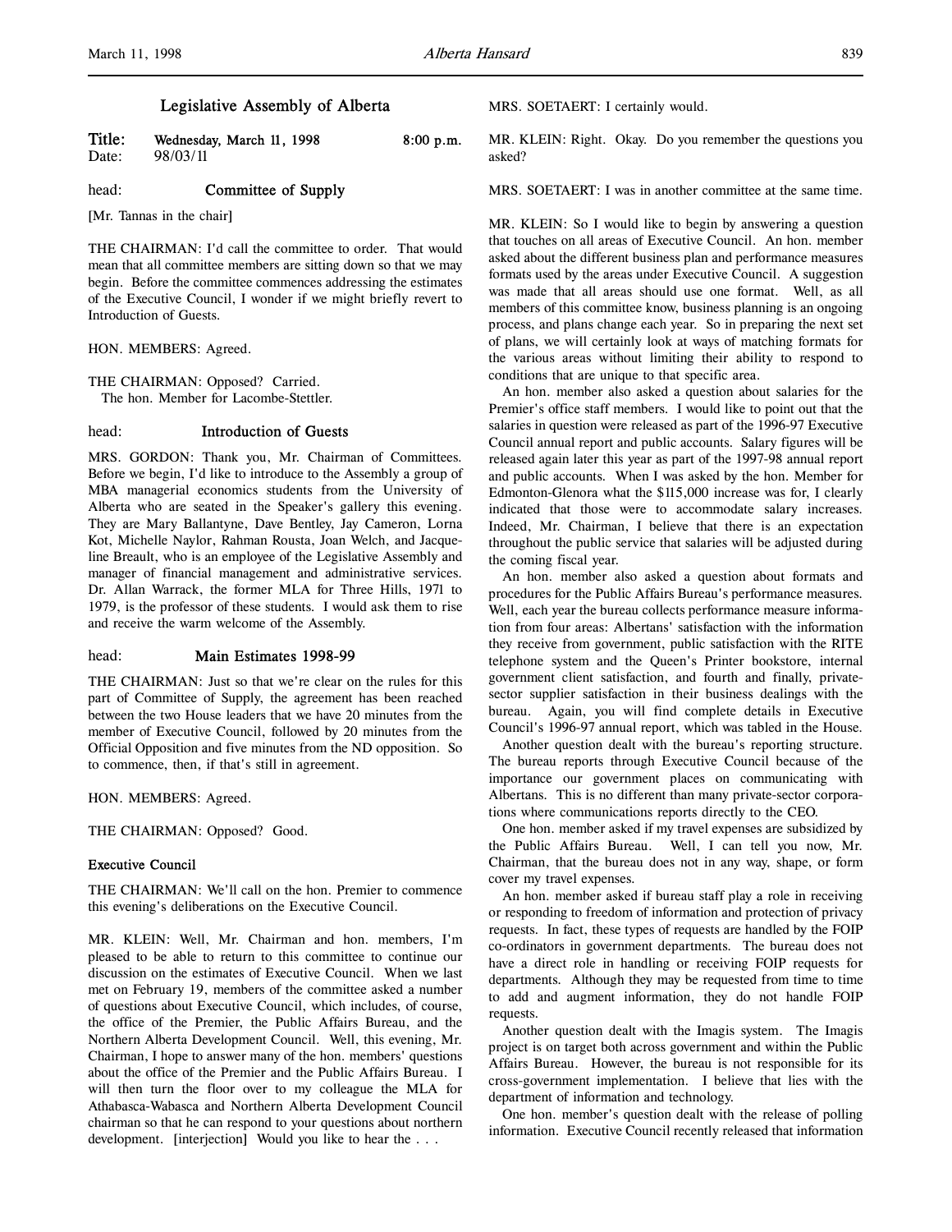# Legislative Assembly of Alberta

**Title:** Wednesday, March 11, 1998 8:00 p.m.
**Date:** 98/03/11

head: **Committee of Supply**

[Mr. Tannas in the chair]

THE CHAIRMAN: I'd call the committee to order. That would mean that all committee members are sitting down so that we may begin. Before the committee commences addressing the estimates of the Executive Council, I wonder if we might briefly revert to Introduction of Guests.

HON. MEMBERS: Agreed.

THE CHAIRMAN: Opposed? Carried.
The hon. Member for Lacombe-Stettler.

head: **Introduction of Guests**

MRS. GORDON: Thank you, Mr. Chairman of Committees. Before we begin, I'd like to introduce to the Assembly a group of MBA managerial economics students from the University of Alberta who are seated in the Speaker's gallery this evening. They are Mary Ballantyne, Dave Bentley, Jay Cameron, Lorna Kot, Michelle Naylor, Rahman Rousta, Joan Welch, and Jacqueline Breault, who is an employee of the Legislative Assembly and manager of financial management and administrative services. Dr. Allan Warrack, the former MLA for Three Hills, 1971 to 1979, is the professor of these students. I would ask them to rise and receive the warm welcome of the Assembly.

head: **Main Estimates 1998-99**

THE CHAIRMAN: Just so that we're clear on the rules for this part of Committee of Supply, the agreement has been reached between the two House leaders that we have 20 minutes from the member of Executive Council, followed by 20 minutes from the Official Opposition and five minutes from the ND opposition. So to commence, then, if that's still in agreement.

HON. MEMBERS: Agreed.

THE CHAIRMAN: Opposed? Good.

**Executive Council**

THE CHAIRMAN: We'll call on the hon. Premier to commence this evening's deliberations on the Executive Council.

MR. KLEIN: Well, Mr. Chairman and hon. members, I'm pleased to be able to return to this committee to continue our discussion on the estimates of Executive Council. When we last met on February 19, members of the committee asked a number of questions about Executive Council, which includes, of course, the office of the Premier, the Public Affairs Bureau, and the Northern Alberta Development Council. Well, this evening, Mr. Chairman, I hope to answer many of the hon. members' questions about the office of the Premier and the Public Affairs Bureau. I will then turn the floor over to my colleague the MLA for Athabasca-Wabasca and Northern Alberta Development Council chairman so that he can respond to your questions about northern development. [interjection] Would you like to hear the . . .

MRS. SOETAERT: I certainly would.

MR. KLEIN: Right. Okay. Do you remember the questions you asked?

MRS. SOETAERT: I was in another committee at the same time.

MR. KLEIN: So I would like to begin by answering a question that touches on all areas of Executive Council. An hon. member asked about the different business plan and performance measures formats used by the areas under Executive Council. A suggestion was made that all areas should use one format. Well, as all members of this committee know, business planning is an ongoing process, and plans change each year. So in preparing the next set of plans, we will certainly look at ways of matching formats for the various areas without limiting their ability to respond to conditions that are unique to that specific area.

An hon. member also asked a question about salaries for the Premier's office staff members. I would like to point out that the salaries in question were released as part of the 1996-97 Executive Council annual report and public accounts. Salary figures will be released again later this year as part of the 1997-98 annual report and public accounts. When I was asked by the hon. Member for Edmonton-Glenora what the $115,000 increase was for, I clearly indicated that those were to accommodate salary increases. Indeed, Mr. Chairman, I believe that there is an expectation throughout the public service that salaries will be adjusted during the coming fiscal year.

An hon. member also asked a question about formats and procedures for the Public Affairs Bureau's performance measures. Well, each year the bureau collects performance measure information from four areas: Albertans' satisfaction with the information they receive from government, public satisfaction with the RITE telephone system and the Queen's Printer bookstore, internal government client satisfaction, and fourth and finally, private-sector supplier satisfaction in their business dealings with the bureau. Again, you will find complete details in Executive Council's 1996-97 annual report, which was tabled in the House.

Another question dealt with the bureau's reporting structure. The bureau reports through Executive Council because of the importance our government places on communicating with Albertans. This is no different than many private-sector corporations where communications reports directly to the CEO.

One hon. member asked if my travel expenses are subsidized by the Public Affairs Bureau. Well, I can tell you now, Mr. Chairman, that the bureau does not in any way, shape, or form cover my travel expenses.

An hon. member asked if bureau staff play a role in receiving or responding to freedom of information and protection of privacy requests. In fact, these types of requests are handled by the FOIP co-ordinators in government departments. The bureau does not have a direct role in handling or receiving FOIP requests for departments. Although they may be requested from time to time to add and augment information, they do not handle FOIP requests.

Another question dealt with the Imagis system. The Imagis project is on target both across government and within the Public Affairs Bureau. However, the bureau is not responsible for its cross-government implementation. I believe that lies with the department of information and technology.

One hon. member's question dealt with the release of polling information. Executive Council recently released that information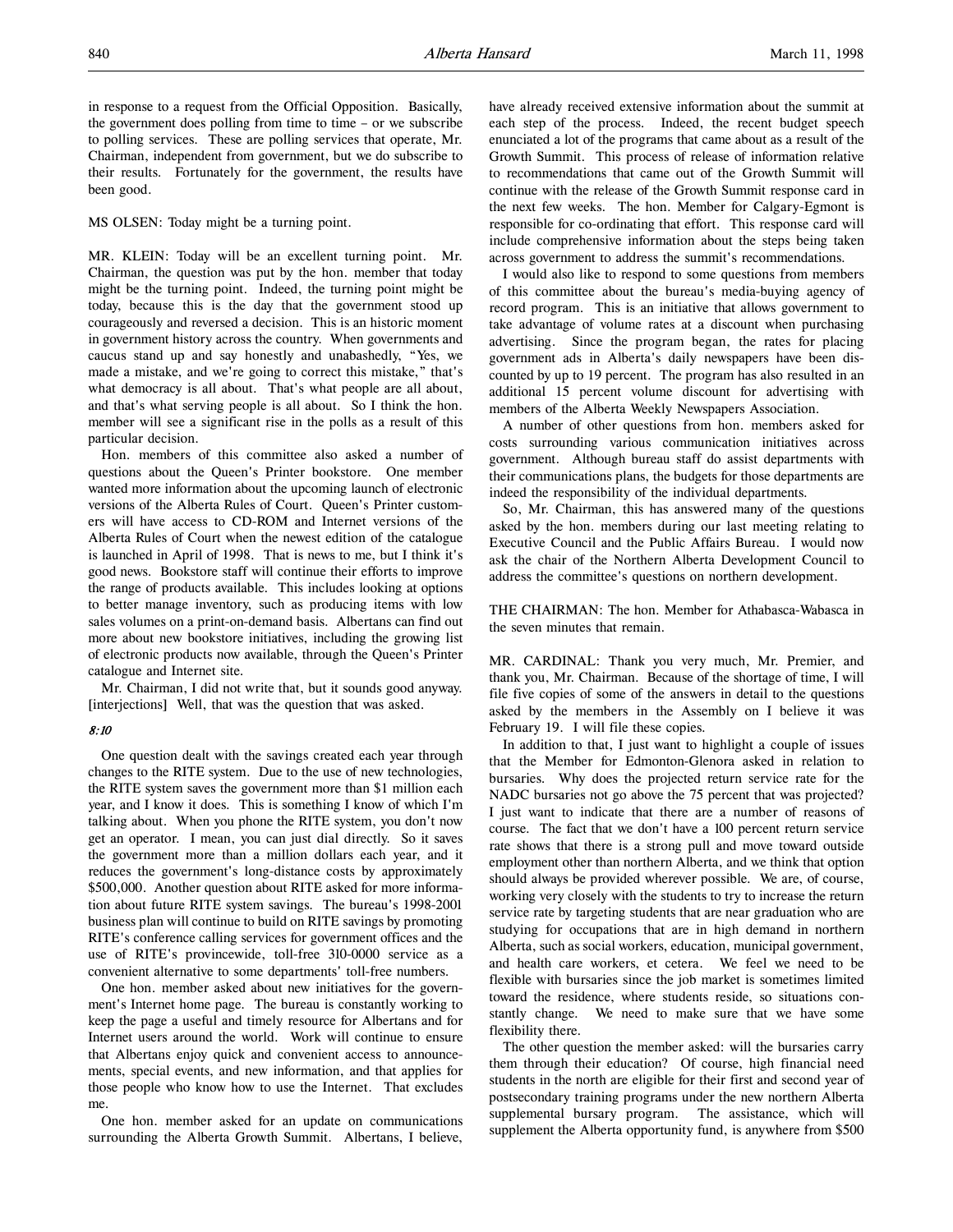in response to a request from the Official Opposition. Basically, the government does polling from time to time – or we subscribe to polling services. These are polling services that operate, Mr. Chairman, independent from government, but we do subscribe to their results. Fortunately for the government, the results have been good.

MS OLSEN: Today might be a turning point.

MR. KLEIN: Today will be an excellent turning point. Mr. Chairman, the question was put by the hon. member that today might be the turning point. Indeed, the turning point might be today, because this is the day that the government stood up courageously and reversed a decision. This is an historic moment in government history across the country. When governments and caucus stand up and say honestly and unabashedly, "Yes, we made a mistake, and we're going to correct this mistake," that's what democracy is all about. That's what people are all about, and that's what serving people is all about. So I think the hon. member will see a significant rise in the polls as a result of this particular decision.

Hon. members of this committee also asked a number of questions about the Queen's Printer bookstore. One member wanted more information about the upcoming launch of electronic versions of the Alberta Rules of Court. Queen's Printer customers will have access to CD-ROM and Internet versions of the Alberta Rules of Court when the newest edition of the catalogue is launched in April of 1998. That is news to me, but I think it's good news. Bookstore staff will continue their efforts to improve the range of products available. This includes looking at options to better manage inventory, such as producing items with low sales volumes on a print-on-demand basis. Albertans can find out more about new bookstore initiatives, including the growing list of electronic products now available, through the Queen's Printer catalogue and Internet site.

Mr. Chairman, I did not write that, but it sounds good anyway. [interjections] Well, that was the question that was asked.

*8:10*

One question dealt with the savings created each year through changes to the RITE system. Due to the use of new technologies, the RITE system saves the government more than $1 million each year, and I know it does. This is something I know of which I'm talking about. When you phone the RITE system, you don't now get an operator. I mean, you can just dial directly. So it saves the government more than a million dollars each year, and it reduces the government's long-distance costs by approximately $500,000. Another question about RITE asked for more information about future RITE system savings. The bureau's 1998-2001 business plan will continue to build on RITE savings by promoting RITE's conference calling services for government offices and the use of RITE's provincewide, toll-free 310-0000 service as a convenient alternative to some departments' toll-free numbers.

One hon. member asked about new initiatives for the government's Internet home page. The bureau is constantly working to keep the page a useful and timely resource for Albertans and for Internet users around the world. Work will continue to ensure that Albertans enjoy quick and convenient access to announcements, special events, and new information, and that applies for those people who know how to use the Internet. That excludes me.

One hon. member asked for an update on communications surrounding the Alberta Growth Summit. Albertans, I believe, have already received extensive information about the summit at each step of the process. Indeed, the recent budget speech enunciated a lot of the programs that came about as a result of the Growth Summit. This process of release of information relative to recommendations that came out of the Growth Summit will continue with the release of the Growth Summit response card in the next few weeks. The hon. Member for Calgary-Egmont is responsible for co-ordinating that effort. This response card will include comprehensive information about the steps being taken across government to address the summit's recommendations.

I would also like to respond to some questions from members of this committee about the bureau's media-buying agency of record program. This is an initiative that allows government to take advantage of volume rates at a discount when purchasing advertising. Since the program began, the rates for placing government ads in Alberta's daily newspapers have been discounted by up to 19 percent. The program has also resulted in an additional 15 percent volume discount for advertising with members of the Alberta Weekly Newspapers Association.

A number of other questions from hon. members asked for costs surrounding various communication initiatives across government. Although bureau staff do assist departments with their communications plans, the budgets for those departments are indeed the responsibility of the individual departments.

So, Mr. Chairman, this has answered many of the questions asked by the hon. members during our last meeting relating to Executive Council and the Public Affairs Bureau. I would now ask the chair of the Northern Alberta Development Council to address the committee's questions on northern development.

THE CHAIRMAN: The hon. Member for Athabasca-Wabasca in the seven minutes that remain.

MR. CARDINAL: Thank you very much, Mr. Premier, and thank you, Mr. Chairman. Because of the shortage of time, I will file five copies of some of the answers in detail to the questions asked by the members in the Assembly on I believe it was February 19. I will file these copies.

In addition to that, I just want to highlight a couple of issues that the Member for Edmonton-Glenora asked in relation to bursaries. Why does the projected return service rate for the NADC bursaries not go above the 75 percent that was projected? I just want to indicate that there are a number of reasons of course. The fact that we don't have a 100 percent return service rate shows that there is a strong pull and move toward outside employment other than northern Alberta, and we think that option should always be provided wherever possible. We are, of course, working very closely with the students to try to increase the return service rate by targeting students that are near graduation who are studying for occupations that are in high demand in northern Alberta, such as social workers, education, municipal government, and health care workers, et cetera. We feel we need to be flexible with bursaries since the job market is sometimes limited toward the residence, where students reside, so situations constantly change. We need to make sure that we have some flexibility there.

The other question the member asked: will the bursaries carry them through their education? Of course, high financial need students in the north are eligible for their first and second year of postsecondary training programs under the new northern Alberta supplemental bursary program. The assistance, which will supplement the Alberta opportunity fund, is anywhere from $500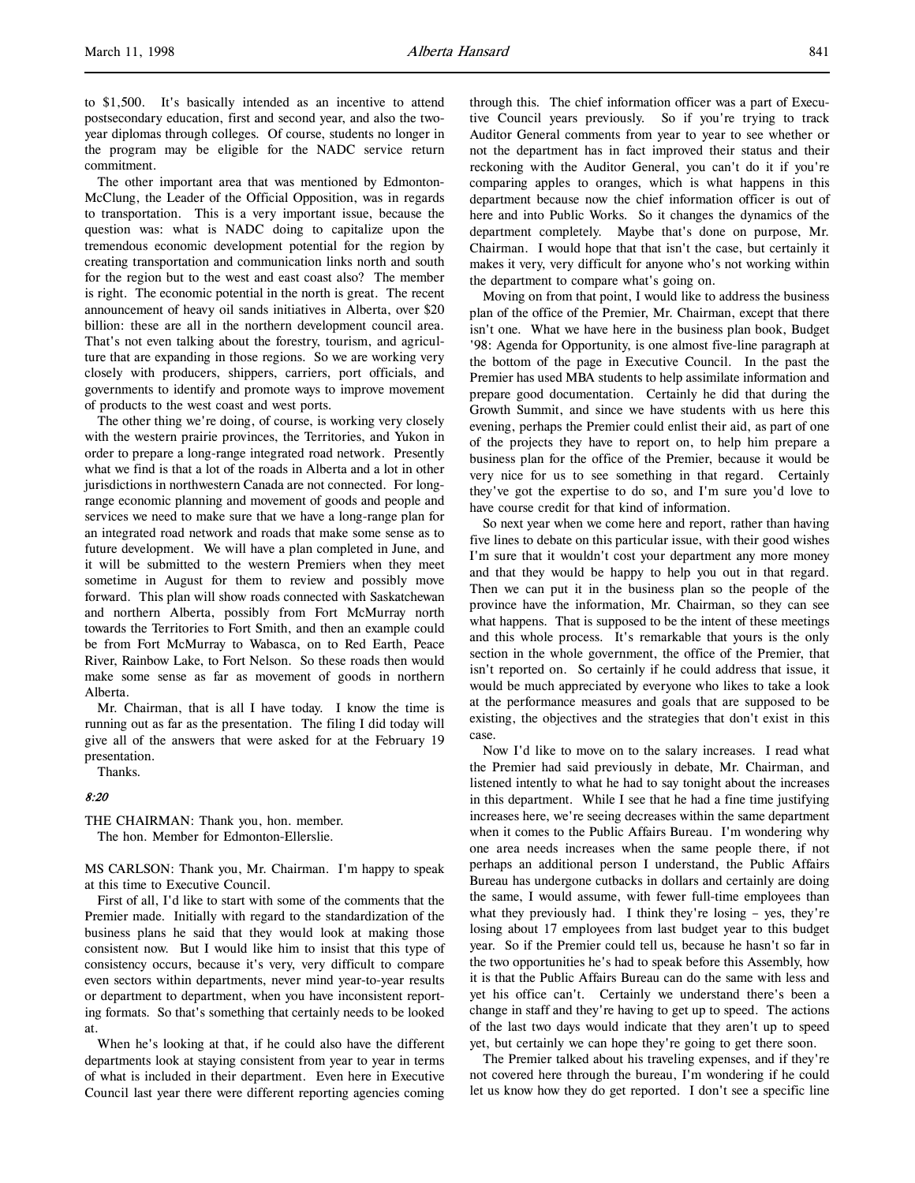to $1,500. It's basically intended as an incentive to attend postsecondary education, first and second year, and also the two-year diplomas through colleges. Of course, students no longer in the program may be eligible for the NADC service return commitment.

The other important area that was mentioned by Edmonton-McClung, the Leader of the Official Opposition, was in regards to transportation. This is a very important issue, because the question was: what is NADC doing to capitalize upon the tremendous economic development potential for the region by creating transportation and communication links north and south for the region but to the west and east coast also? The member is right. The economic potential in the north is great. The recent announcement of heavy oil sands initiatives in Alberta, over $20 billion: these are all in the northern development council area. That's not even talking about the forestry, tourism, and agriculture that are expanding in those regions. So we are working very closely with producers, shippers, carriers, port officials, and governments to identify and promote ways to improve movement of products to the west coast and west ports.

The other thing we're doing, of course, is working very closely with the western prairie provinces, the Territories, and Yukon in order to prepare a long-range integrated road network. Presently what we find is that a lot of the roads in Alberta and a lot in other jurisdictions in northwestern Canada are not connected. For long-range economic planning and movement of goods and people and services we need to make sure that we have a long-range plan for an integrated road network and roads that make some sense as to future development. We will have a plan completed in June, and it will be submitted to the western Premiers when they meet sometime in August for them to review and possibly move forward. This plan will show roads connected with Saskatchewan and northern Alberta, possibly from Fort McMurray north towards the Territories to Fort Smith, and then an example could be from Fort McMurray to Wabasca, on to Red Earth, Peace River, Rainbow Lake, to Fort Nelson. So these roads then would make some sense as far as movement of goods in northern Alberta.

Mr. Chairman, that is all I have today. I know the time is running out as far as the presentation. The filing I did today will give all of the answers that were asked for at the February 19 presentation.

Thanks.

*8:20*

THE CHAIRMAN: Thank you, hon. member.

The hon. Member for Edmonton-Ellerslie.

MS CARLSON: Thank you, Mr. Chairman. I'm happy to speak at this time to Executive Council.

First of all, I'd like to start with some of the comments that the Premier made. Initially with regard to the standardization of the business plans he said that they would look at making those consistent now. But I would like him to insist that this type of consistency occurs, because it's very, very difficult to compare even sectors within departments, never mind year-to-year results or department to department, when you have inconsistent reporting formats. So that's something that certainly needs to be looked at.

When he's looking at that, if he could also have the different departments look at staying consistent from year to year in terms of what is included in their department. Even here in Executive Council last year there were different reporting agencies coming through this. The chief information officer was a part of Executive Council years previously. So if you're trying to track Auditor General comments from year to year to see whether or not the department has in fact improved their status and their reckoning with the Auditor General, you can't do it if you're comparing apples to oranges, which is what happens in this department because now the chief information officer is out of here and into Public Works. So it changes the dynamics of the department completely. Maybe that's done on purpose, Mr. Chairman. I would hope that that isn't the case, but certainly it makes it very, very difficult for anyone who's not working within the department to compare what's going on.

Moving on from that point, I would like to address the business plan of the office of the Premier, Mr. Chairman, except that there isn't one. What we have here in the business plan book, Budget '98: Agenda for Opportunity, is one almost five-line paragraph at the bottom of the page in Executive Council. In the past the Premier has used MBA students to help assimilate information and prepare good documentation. Certainly he did that during the Growth Summit, and since we have students with us here this evening, perhaps the Premier could enlist their aid, as part of one of the projects they have to report on, to help him prepare a business plan for the office of the Premier, because it would be very nice for us to see something in that regard. Certainly they've got the expertise to do so, and I'm sure you'd love to have course credit for that kind of information.

So next year when we come here and report, rather than having five lines to debate on this particular issue, with their good wishes I'm sure that it wouldn't cost your department any more money and that they would be happy to help you out in that regard. Then we can put it in the business plan so the people of the province have the information, Mr. Chairman, so they can see what happens. That is supposed to be the intent of these meetings and this whole process. It's remarkable that yours is the only section in the whole government, the office of the Premier, that isn't reported on. So certainly if he could address that issue, it would be much appreciated by everyone who likes to take a look at the performance measures and goals that are supposed to be existing, the objectives and the strategies that don't exist in this case.

Now I'd like to move on to the salary increases. I read what the Premier had said previously in debate, Mr. Chairman, and listened intently to what he had to say tonight about the increases in this department. While I see that he had a fine time justifying increases here, we're seeing decreases within the same department when it comes to the Public Affairs Bureau. I'm wondering why one area needs increases when the same people there, if not perhaps an additional person I understand, the Public Affairs Bureau has undergone cutbacks in dollars and certainly are doing the same, I would assume, with fewer full-time employees than what they previously had. I think they're losing – yes, they're losing about 17 employees from last budget year to this budget year. So if the Premier could tell us, because he hasn't so far in the two opportunities he's had to speak before this Assembly, how it is that the Public Affairs Bureau can do the same with less and yet his office can't. Certainly we understand there's been a change in staff and they're having to get up to speed. The actions of the last two days would indicate that they aren't up to speed yet, but certainly we can hope they're going to get there soon.

The Premier talked about his traveling expenses, and if they're not covered here through the bureau, I'm wondering if he could let us know how they do get reported. I don't see a specific line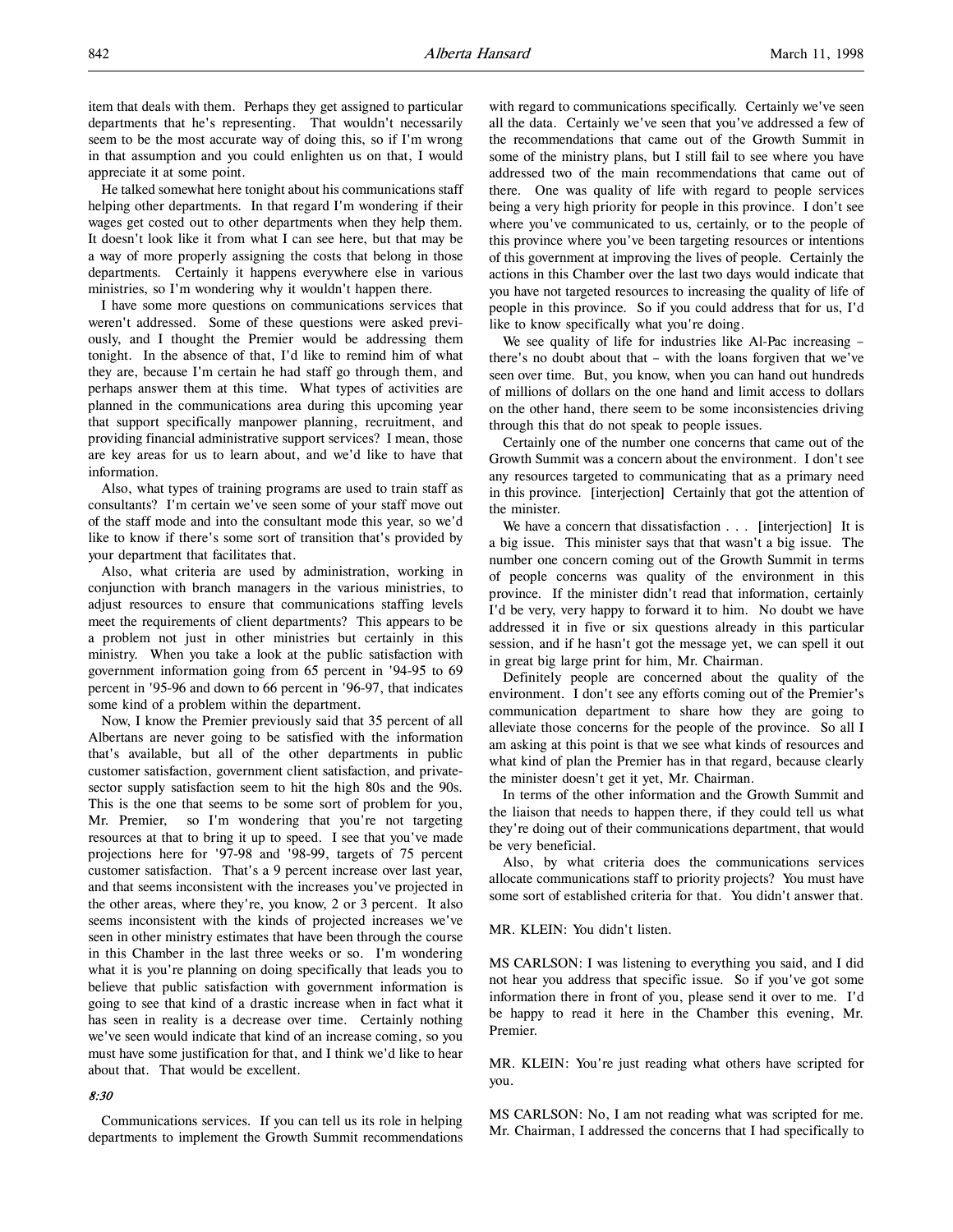item that deals with them. Perhaps they get assigned to particular departments that he's representing. That wouldn't necessarily seem to be the most accurate way of doing this, so if I'm wrong in that assumption and you could enlighten us on that, I would appreciate it at some point.

He talked somewhat here tonight about his communications staff helping other departments. In that regard I'm wondering if their wages get costed out to other departments when they help them. It doesn't look like it from what I can see here, but that may be a way of more properly assigning the costs that belong in those departments. Certainly it happens everywhere else in various ministries, so I'm wondering why it wouldn't happen there.

I have some more questions on communications services that weren't addressed. Some of these questions were asked previously, and I thought the Premier would be addressing them tonight. In the absence of that, I'd like to remind him of what they are, because I'm certain he had staff go through them, and perhaps answer them at this time. What types of activities are planned in the communications area during this upcoming year that support specifically manpower planning, recruitment, and providing financial administrative support services? I mean, those are key areas for us to learn about, and we'd like to have that information.

Also, what types of training programs are used to train staff as consultants? I'm certain we've seen some of your staff move out of the staff mode and into the consultant mode this year, so we'd like to know if there's some sort of transition that's provided by your department that facilitates that.

Also, what criteria are used by administration, working in conjunction with branch managers in the various ministries, to adjust resources to ensure that communications staffing levels meet the requirements of client departments? This appears to be a problem not just in other ministries but certainly in this ministry. When you take a look at the public satisfaction with government information going from 65 percent in '94-95 to 69 percent in '95-96 and down to 66 percent in '96-97, that indicates some kind of a problem within the department.

Now, I know the Premier previously said that 35 percent of all Albertans are never going to be satisfied with the information that's available, but all of the other departments in public customer satisfaction, government client satisfaction, and private-sector supply satisfaction seem to hit the high 80s and the 90s. This is the one that seems to be some sort of problem for you, Mr. Premier, so I'm wondering that you're not targeting resources at that to bring it up to speed. I see that you've made projections here for '97-98 and '98-99, targets of 75 percent customer satisfaction. That's a 9 percent increase over last year, and that seems inconsistent with the increases you've projected in the other areas, where they're, you know, 2 or 3 percent. It also seems inconsistent with the kinds of projected increases we've seen in other ministry estimates that have been through the course in this Chamber in the last three weeks or so. I'm wondering what it is you're planning on doing specifically that leads you to believe that public satisfaction with government information is going to see that kind of a drastic increase when in fact what it has seen in reality is a decrease over time. Certainly nothing we've seen would indicate that kind of an increase coming, so you must have some justification for that, and I think we'd like to hear about that. That would be excellent.

*8:30*

Communications services. If you can tell us its role in helping departments to implement the Growth Summit recommendations with regard to communications specifically. Certainly we've seen all the data. Certainly we've seen that you've addressed a few of the recommendations that came out of the Growth Summit in some of the ministry plans, but I still fail to see where you have addressed two of the main recommendations that came out of there. One was quality of life with regard to people services being a very high priority for people in this province. I don't see where you've communicated to us, certainly, or to the people of this province where you've been targeting resources or intentions of this government at improving the lives of people. Certainly the actions in this Chamber over the last two days would indicate that you have not targeted resources to increasing the quality of life of people in this province. So if you could address that for us, I'd like to know specifically what you're doing.

We see quality of life for industries like Al-Pac increasing – there's no doubt about that – with the loans forgiven that we've seen over time. But, you know, when you can hand out hundreds of millions of dollars on the one hand and limit access to dollars on the other hand, there seem to be some inconsistencies driving through this that do not speak to people issues.

Certainly one of the number one concerns that came out of the Growth Summit was a concern about the environment. I don't see any resources targeted to communicating that as a primary need in this province. [interjection] Certainly that got the attention of the minister.

We have a concern that dissatisfaction . . . [interjection] It is a big issue. This minister says that that wasn't a big issue. The number one concern coming out of the Growth Summit in terms of people concerns was quality of the environment in this province. If the minister didn't read that information, certainly I'd be very, very happy to forward it to him. No doubt we have addressed it in five or six questions already in this particular session, and if he hasn't got the message yet, we can spell it out in great big large print for him, Mr. Chairman.

Definitely people are concerned about the quality of the environment. I don't see any efforts coming out of the Premier's communication department to share how they are going to alleviate those concerns for the people of the province. So all I am asking at this point is that we see what kinds of resources and what kind of plan the Premier has in that regard, because clearly the minister doesn't get it yet, Mr. Chairman.

In terms of the other information and the Growth Summit and the liaison that needs to happen there, if they could tell us what they're doing out of their communications department, that would be very beneficial.

Also, by what criteria does the communications services allocate communications staff to priority projects? You must have some sort of established criteria for that. You didn't answer that.

MR. KLEIN: You didn't listen.

MS CARLSON: I was listening to everything you said, and I did not hear you address that specific issue. So if you've got some information there in front of you, please send it over to me. I'd be happy to read it here in the Chamber this evening, Mr. Premier.

MR. KLEIN: You're just reading what others have scripted for you.

MS CARLSON: No, I am not reading what was scripted for me. Mr. Chairman, I addressed the concerns that I had specifically to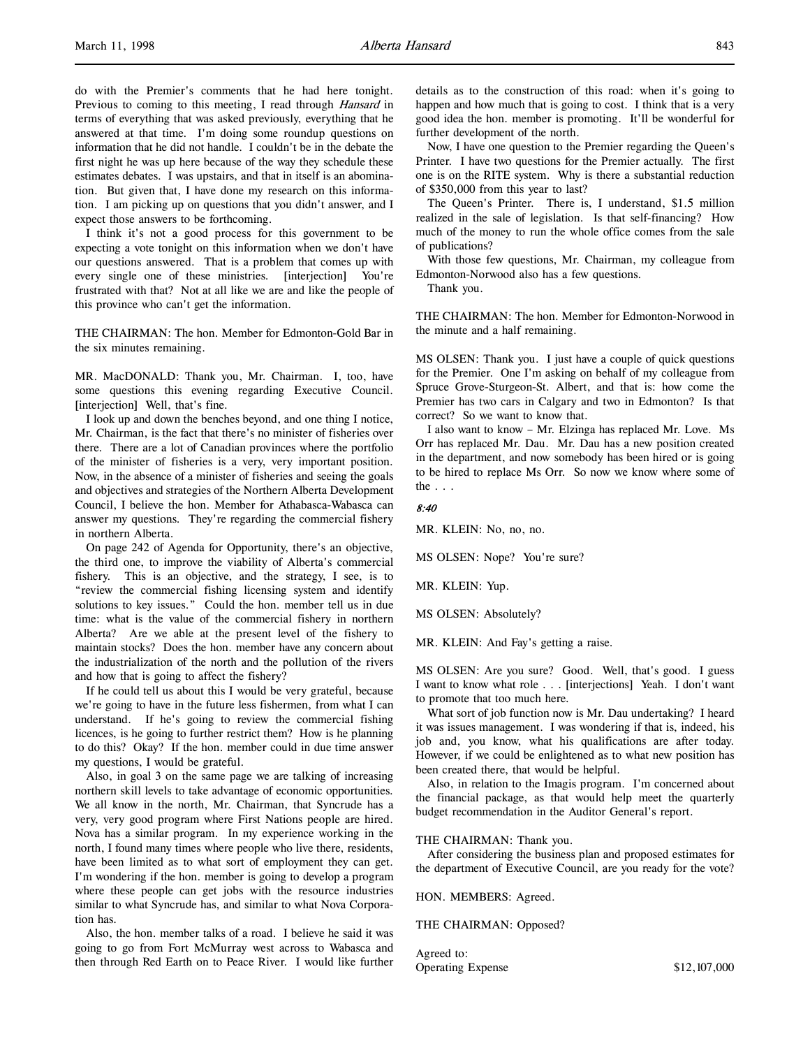do with the Premier's comments that he had here tonight. Previous to coming to this meeting, I read through *Hansard* in terms of everything that was asked previously, everything that he answered at that time. I'm doing some roundup questions on information that he did not handle. I couldn't be in the debate the first night he was up here because of the way they schedule these estimates debates. I was upstairs, and that in itself is an abomination. But given that, I have done my research on this information. I am picking up on questions that you didn't answer, and I expect those answers to be forthcoming.

I think it's not a good process for this government to be expecting a vote tonight on this information when we don't have our questions answered. That is a problem that comes up with every single one of these ministries. [interjection] You're frustrated with that? Not at all like we are and like the people of this province who can't get the information.

THE CHAIRMAN: The hon. Member for Edmonton-Gold Bar in the six minutes remaining.

MR. MacDONALD: Thank you, Mr. Chairman. I, too, have some questions this evening regarding Executive Council. [interjection] Well, that's fine.

I look up and down the benches beyond, and one thing I notice, Mr. Chairman, is the fact that there's no minister of fisheries over there. There are a lot of Canadian provinces where the portfolio of the minister of fisheries is a very, very important position. Now, in the absence of a minister of fisheries and seeing the goals and objectives and strategies of the Northern Alberta Development Council, I believe the hon. Member for Athabasca-Wabasca can answer my questions. They're regarding the commercial fishery in northern Alberta.

On page 242 of Agenda for Opportunity, there's an objective, the third one, to improve the viability of Alberta's commercial fishery. This is an objective, and the strategy, I see, is to "review the commercial fishing licensing system and identify solutions to key issues." Could the hon. member tell us in due time: what is the value of the commercial fishery in northern Alberta? Are we able at the present level of the fishery to maintain stocks? Does the hon. member have any concern about the industrialization of the north and the pollution of the rivers and how that is going to affect the fishery?

If he could tell us about this I would be very grateful, because we're going to have in the future less fishermen, from what I can understand. If he's going to review the commercial fishing licences, is he going to further restrict them? How is he planning to do this? Okay? If the hon. member could in due time answer my questions, I would be grateful.

Also, in goal 3 on the same page we are talking of increasing northern skill levels to take advantage of economic opportunities. We all know in the north, Mr. Chairman, that Syncrude has a very, very good program where First Nations people are hired. Nova has a similar program. In my experience working in the north, I found many times where people who live there, residents, have been limited as to what sort of employment they can get. I'm wondering if the hon. member is going to develop a program where these people can get jobs with the resource industries similar to what Syncrude has, and similar to what Nova Corporation has.

Also, the hon. member talks of a road. I believe he said it was going to go from Fort McMurray west across to Wabasca and then through Red Earth on to Peace River. I would like further details as to the construction of this road: when it's going to happen and how much that is going to cost. I think that is a very good idea the hon. member is promoting. It'll be wonderful for further development of the north.

Now, I have one question to the Premier regarding the Queen's Printer. I have two questions for the Premier actually. The first one is on the RITE system. Why is there a substantial reduction of $350,000 from this year to last?

The Queen's Printer. There is, I understand, $1.5 million realized in the sale of legislation. Is that self-financing? How much of the money to run the whole office comes from the sale of publications?

With those few questions, Mr. Chairman, my colleague from Edmonton-Norwood also has a few questions.

Thank you.

THE CHAIRMAN: The hon. Member for Edmonton-Norwood in the minute and a half remaining.

MS OLSEN: Thank you. I just have a couple of quick questions for the Premier. One I'm asking on behalf of my colleague from Spruce Grove-Sturgeon-St. Albert, and that is: how come the Premier has two cars in Calgary and two in Edmonton? Is that correct? So we want to know that.

I also want to know – Mr. Elzinga has replaced Mr. Love. Ms Orr has replaced Mr. Dau. Mr. Dau has a new position created in the department, and now somebody has been hired or is going to be hired to replace Ms Orr. So now we know where some of the . . .

*8:40*

MR. KLEIN: No, no, no.

MS OLSEN: Nope? You're sure?

MR. KLEIN: Yup.

MS OLSEN: Absolutely?

MR. KLEIN: And Fay's getting a raise.

MS OLSEN: Are you sure? Good. Well, that's good. I guess I want to know what role . . . [interjections] Yeah. I don't want to promote that too much here.

What sort of job function now is Mr. Dau undertaking? I heard it was issues management. I was wondering if that is, indeed, his job and, you know, what his qualifications are after today. However, if we could be enlightened as to what new position has been created there, that would be helpful.

Also, in relation to the Imagis program. I'm concerned about the financial package, as that would help meet the quarterly budget recommendation in the Auditor General's report.

THE CHAIRMAN: Thank you.

After considering the business plan and proposed estimates for the department of Executive Council, are you ready for the vote?

HON. MEMBERS: Agreed.

THE CHAIRMAN: Opposed?

Agreed to:

| | |
|---|---|
| Operating Expense | $12,107,000 |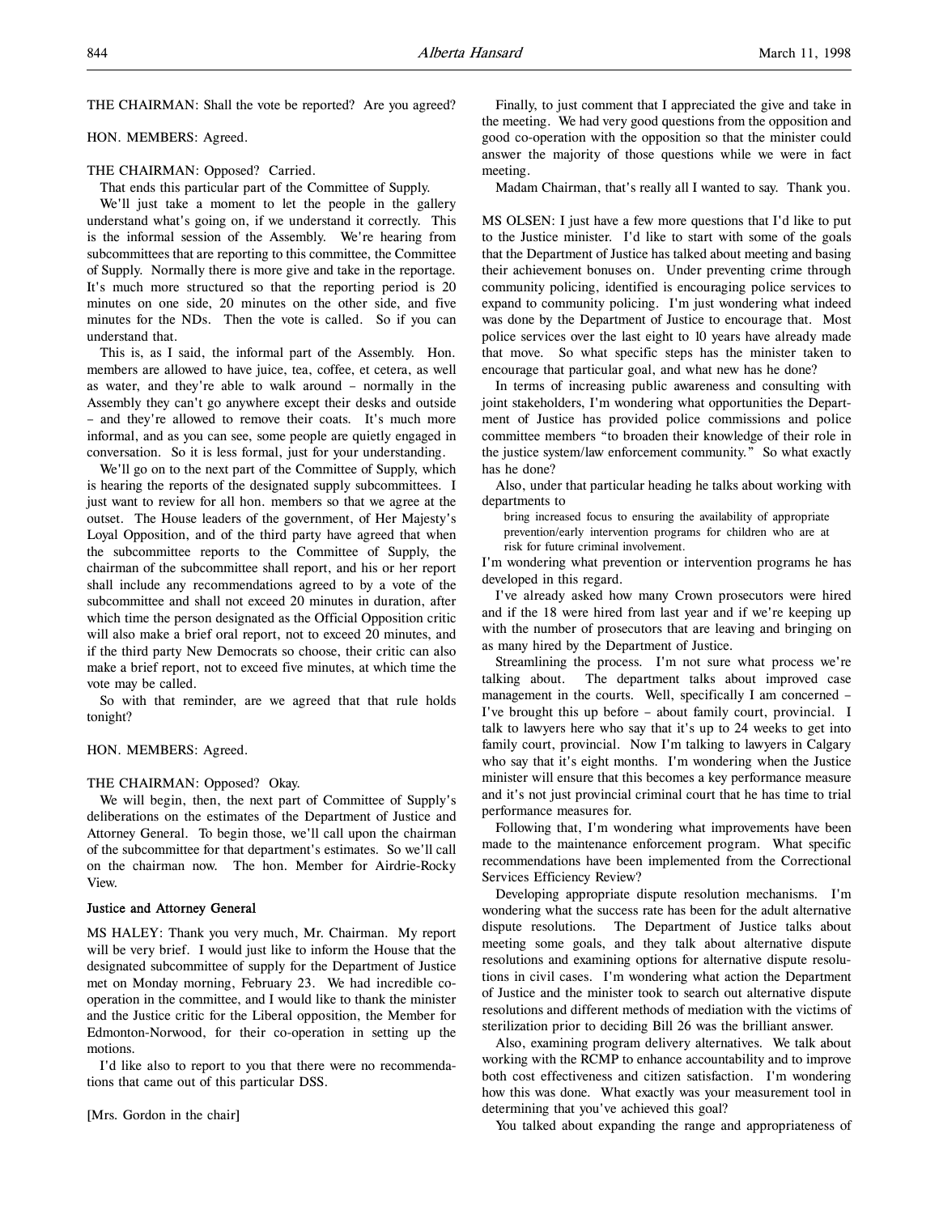THE CHAIRMAN: Shall the vote be reported? Are you agreed?

HON. MEMBERS: Agreed.

THE CHAIRMAN: Opposed? Carried.

That ends this particular part of the Committee of Supply.

We'll just take a moment to let the people in the gallery understand what's going on, if we understand it correctly. This is the informal session of the Assembly. We're hearing from subcommittees that are reporting to this committee, the Committee of Supply. Normally there is more give and take in the reportage. It's much more structured so that the reporting period is 20 minutes on one side, 20 minutes on the other side, and five minutes for the NDs. Then the vote is called. So if you can understand that.

This is, as I said, the informal part of the Assembly. Hon. members are allowed to have juice, tea, coffee, et cetera, as well as water, and they're able to walk around – normally in the Assembly they can't go anywhere except their desks and outside – and they're allowed to remove their coats. It's much more informal, and as you can see, some people are quietly engaged in conversation. So it is less formal, just for your understanding.

We'll go on to the next part of the Committee of Supply, which is hearing the reports of all the designated supply subcommittees. I just want to review for all hon. members so that we agree at the outset. The House leaders of the government, of Her Majesty's Loyal Opposition, and of the third party have agreed that when the subcommittee reports to the Committee of Supply, the chairman of the subcommittee shall report, and his or her report shall include any recommendations agreed to by a vote of the subcommittee and shall not exceed 20 minutes in duration, after which time the person designated as the Official Opposition critic will also make a brief oral report, not to exceed 20 minutes, and if the third party New Democrats so choose, their critic can also make a brief report, not to exceed five minutes, at which time the vote may be called.

So with that reminder, are we agreed that that rule holds tonight?

HON. MEMBERS: Agreed.

THE CHAIRMAN: Opposed? Okay.

We will begin, then, the next part of Committee of Supply's deliberations on the estimates of the Department of Justice and Attorney General. To begin those, we'll call upon the chairman of the subcommittee for that department's estimates. So we'll call on the chairman now. The hon. Member for Airdrie-Rocky View.

### Justice and Attorney General

MS HALEY: Thank you very much, Mr. Chairman. My report will be very brief. I would just like to inform the House that the designated subcommittee of supply for the Department of Justice met on Monday morning, February 23. We had incredible co-operation in the committee, and I would like to thank the minister and the Justice critic for the Liberal opposition, the Member for Edmonton-Norwood, for their co-operation in setting up the motions.

I'd like also to report to you that there were no recommendations that came out of this particular DSS.

[Mrs. Gordon in the chair]

Finally, to just comment that I appreciated the give and take in the meeting. We had very good questions from the opposition and good co-operation with the opposition so that the minister could answer the majority of those questions while we were in fact meeting.

Madam Chairman, that's really all I wanted to say. Thank you.

MS OLSEN: I just have a few more questions that I'd like to put to the Justice minister. I'd like to start with some of the goals that the Department of Justice has talked about meeting and basing their achievement bonuses on. Under preventing crime through community policing, identified is encouraging police services to expand to community policing. I'm just wondering what indeed was done by the Department of Justice to encourage that. Most police services over the last eight to 10 years have already made that move. So what specific steps has the minister taken to encourage that particular goal, and what new has he done?

In terms of increasing public awareness and consulting with joint stakeholders, I'm wondering what opportunities the Department of Justice has provided police commissions and police committee members "to broaden their knowledge of their role in the justice system/law enforcement community." So what exactly has he done?

Also, under that particular heading he talks about working with departments to

> bring increased focus to ensuring the availability of appropriate prevention/early intervention programs for children who are at risk for future criminal involvement.

I'm wondering what prevention or intervention programs he has developed in this regard.

I've already asked how many Crown prosecutors were hired and if the 18 were hired from last year and if we're keeping up with the number of prosecutors that are leaving and bringing on as many hired by the Department of Justice.

Streamlining the process. I'm not sure what process we're talking about. The department talks about improved case management in the courts. Well, specifically I am concerned – I've brought this up before – about family court, provincial. I talk to lawyers here who say that it's up to 24 weeks to get into family court, provincial. Now I'm talking to lawyers in Calgary who say that it's eight months. I'm wondering when the Justice minister will ensure that this becomes a key performance measure and it's not just provincial criminal court that he has time to trial performance measures for.

Following that, I'm wondering what improvements have been made to the maintenance enforcement program. What specific recommendations have been implemented from the Correctional Services Efficiency Review?

Developing appropriate dispute resolution mechanisms. I'm wondering what the success rate has been for the adult alternative dispute resolutions. The Department of Justice talks about meeting some goals, and they talk about alternative dispute resolutions and examining options for alternative dispute resolutions in civil cases. I'm wondering what action the Department of Justice and the minister took to search out alternative dispute resolutions and different methods of mediation with the victims of sterilization prior to deciding Bill 26 was the brilliant answer.

Also, examining program delivery alternatives. We talk about working with the RCMP to enhance accountability and to improve both cost effectiveness and citizen satisfaction. I'm wondering how this was done. What exactly was your measurement tool in determining that you've achieved this goal?

You talked about expanding the range and appropriateness of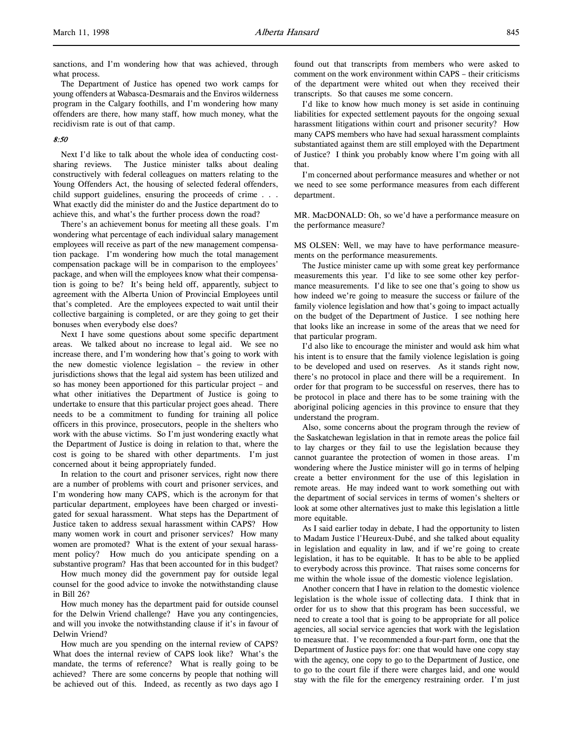sanctions, and I'm wondering how that was achieved, through what process.

The Department of Justice has opened two work camps for young offenders at Wabasca-Desmarais and the Enviros wilderness program in the Calgary foothills, and I'm wondering how many offenders are there, how many staff, how much money, what the recidivism rate is out of that camp.

*8:50*

Next I'd like to talk about the whole idea of conducting cost-sharing reviews. The Justice minister talks about dealing constructively with federal colleagues on matters relating to the Young Offenders Act, the housing of selected federal offenders, child support guidelines, ensuring the proceeds of crime . . . What exactly did the minister do and the Justice department do to achieve this, and what's the further process down the road?

There's an achievement bonus for meeting all these goals. I'm wondering what percentage of each individual salary management employees will receive as part of the new management compensation package. I'm wondering how much the total management compensation package will be in comparison to the employees' package, and when will the employees know what their compensation is going to be? It's being held off, apparently, subject to agreement with the Alberta Union of Provincial Employees until that's completed. Are the employees expected to wait until their collective bargaining is completed, or are they going to get their bonuses when everybody else does?

Next I have some questions about some specific department areas. We talked about no increase to legal aid. We see no increase there, and I'm wondering how that's going to work with the new domestic violence legislation – the review in other jurisdictions shows that the legal aid system has been utilized and so has money been apportioned for this particular project – and what other initiatives the Department of Justice is going to undertake to ensure that this particular project goes ahead. There needs to be a commitment to funding for training all police officers in this province, prosecutors, people in the shelters who work with the abuse victims. So I'm just wondering exactly what the Department of Justice is doing in relation to that, where the cost is going to be shared with other departments. I'm just concerned about it being appropriately funded.

In relation to the court and prisoner services, right now there are a number of problems with court and prisoner services, and I'm wondering how many CAPS, which is the acronym for that particular department, employees have been charged or investigated for sexual harassment. What steps has the Department of Justice taken to address sexual harassment within CAPS? How many women work in court and prisoner services? How many women are promoted? What is the extent of your sexual harassment policy? How much do you anticipate spending on a substantive program? Has that been accounted for in this budget?

How much money did the government pay for outside legal counsel for the good advice to invoke the notwithstanding clause in Bill 26?

How much money has the department paid for outside counsel for the Delwin Vriend challenge? Have you any contingencies, and will you invoke the notwithstanding clause if it's in favour of Delwin Vriend?

How much are you spending on the internal review of CAPS? What does the internal review of CAPS look like? What's the mandate, the terms of reference? What is really going to be achieved? There are some concerns by people that nothing will be achieved out of this. Indeed, as recently as two days ago I found out that transcripts from members who were asked to comment on the work environment within CAPS – their criticisms of the department were whited out when they received their transcripts. So that causes me some concern.

I'd like to know how much money is set aside in continuing liabilities for expected settlement payouts for the ongoing sexual harassment litigations within court and prisoner security? How many CAPS members who have had sexual harassment complaints substantiated against them are still employed with the Department of Justice? I think you probably know where I'm going with all that.

I'm concerned about performance measures and whether or not we need to see some performance measures from each different department.

MR. MacDONALD: Oh, so we'd have a performance measure on the performance measure?

MS OLSEN: Well, we may have to have performance measurements on the performance measurements.

The Justice minister came up with some great key performance measurements this year. I'd like to see some other key performance measurements. I'd like to see one that's going to show us how indeed we're going to measure the success or failure of the family violence legislation and how that's going to impact actually on the budget of the Department of Justice. I see nothing here that looks like an increase in some of the areas that we need for that particular program.

I'd also like to encourage the minister and would ask him what his intent is to ensure that the family violence legislation is going to be developed and used on reserves. As it stands right now, there's no protocol in place and there will be a requirement. In order for that program to be successful on reserves, there has to be protocol in place and there has to be some training with the aboriginal policing agencies in this province to ensure that they understand the program.

Also, some concerns about the program through the review of the Saskatchewan legislation in that in remote areas the police fail to lay charges or they fail to use the legislation because they cannot guarantee the protection of women in those areas. I'm wondering where the Justice minister will go in terms of helping create a better environment for the use of this legislation in remote areas. He may indeed want to work something out with the department of social services in terms of women's shelters or look at some other alternatives just to make this legislation a little more equitable.

As I said earlier today in debate, I had the opportunity to listen to Madam Justice l'Heureux-Dubé, and she talked about equality in legislation and equality in law, and if we're going to create legislation, it has to be equitable. It has to be able to be applied to everybody across this province. That raises some concerns for me within the whole issue of the domestic violence legislation.

Another concern that I have in relation to the domestic violence legislation is the whole issue of collecting data. I think that in order for us to show that this program has been successful, we need to create a tool that is going to be appropriate for all police agencies, all social service agencies that work with the legislation to measure that. I've recommended a four-part form, one that the Department of Justice pays for: one that would have one copy stay with the agency, one copy to go to the Department of Justice, one to go to the court file if there were charges laid, and one would stay with the file for the emergency restraining order. I'm just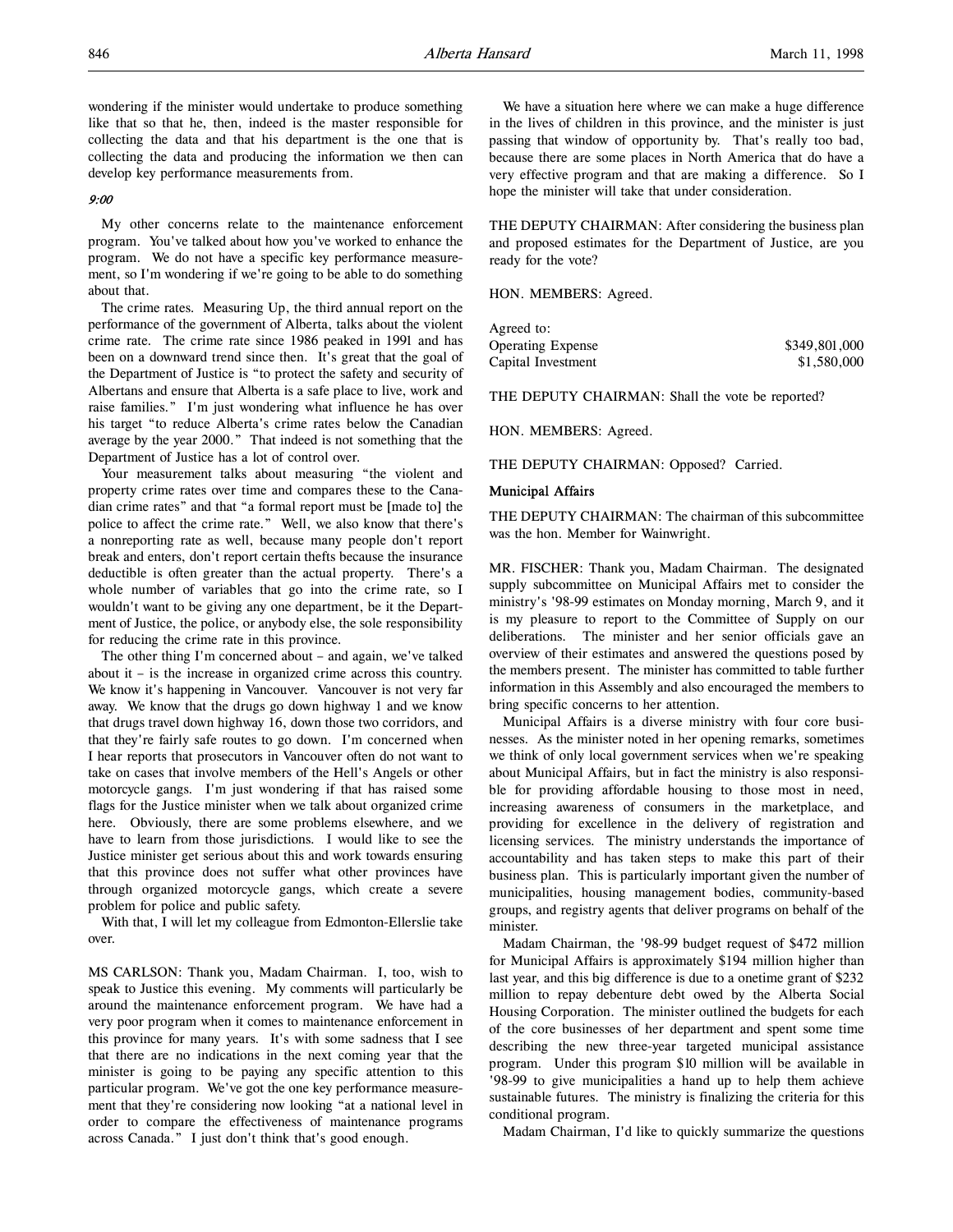wondering if the minister would undertake to produce something like that so that he, then, indeed is the master responsible for collecting the data and that his department is the one that is collecting the data and producing the information we then can develop key performance measurements from.

*9:00*

My other concerns relate to the maintenance enforcement program. You've talked about how you've worked to enhance the program. We do not have a specific key performance measurement, so I'm wondering if we're going to be able to do something about that.

The crime rates. Measuring Up, the third annual report on the performance of the government of Alberta, talks about the violent crime rate. The crime rate since 1986 peaked in 1991 and has been on a downward trend since then. It's great that the goal of the Department of Justice is "to protect the safety and security of Albertans and ensure that Alberta is a safe place to live, work and raise families." I'm just wondering what influence he has over his target "to reduce Alberta's crime rates below the Canadian average by the year 2000." That indeed is not something that the Department of Justice has a lot of control over.

Your measurement talks about measuring "the violent and property crime rates over time and compares these to the Canadian crime rates" and that "a formal report must be [made to] the police to affect the crime rate." Well, we also know that there's a nonreporting rate as well, because many people don't report break and enters, don't report certain thefts because the insurance deductible is often greater than the actual property. There's a whole number of variables that go into the crime rate, so I wouldn't want to be giving any one department, be it the Department of Justice, the police, or anybody else, the sole responsibility for reducing the crime rate in this province.

The other thing I'm concerned about – and again, we've talked about it – is the increase in organized crime across this country. We know it's happening in Vancouver. Vancouver is not very far away. We know that the drugs go down highway 1 and we know that drugs travel down highway 16, down those two corridors, and that they're fairly safe routes to go down. I'm concerned when I hear reports that prosecutors in Vancouver often do not want to take on cases that involve members of the Hell's Angels or other motorcycle gangs. I'm just wondering if that has raised some flags for the Justice minister when we talk about organized crime here. Obviously, there are some problems elsewhere, and we have to learn from those jurisdictions. I would like to see the Justice minister get serious about this and work towards ensuring that this province does not suffer what other provinces have through organized motorcycle gangs, which create a severe problem for police and public safety.

With that, I will let my colleague from Edmonton-Ellerslie take over.

MS CARLSON: Thank you, Madam Chairman. I, too, wish to speak to Justice this evening. My comments will particularly be around the maintenance enforcement program. We have had a very poor program when it comes to maintenance enforcement in this province for many years. It's with some sadness that I see that there are no indications in the next coming year that the minister is going to be paying any specific attention to this particular program. We've got the one key performance measurement that they're considering now looking "at a national level in order to compare the effectiveness of maintenance programs across Canada." I just don't think that's good enough.

We have a situation here where we can make a huge difference in the lives of children in this province, and the minister is just passing that window of opportunity by. That's really too bad, because there are some places in North America that do have a very effective program and that are making a difference. So I hope the minister will take that under consideration.

THE DEPUTY CHAIRMAN: After considering the business plan and proposed estimates for the Department of Justice, are you ready for the vote?

HON. MEMBERS: Agreed.

| Agreed to: | |
|---|---|
| Operating Expense | $349,801,000 |
| Capital Investment | $1,580,000 |

THE DEPUTY CHAIRMAN: Shall the vote be reported?

HON. MEMBERS: Agreed.

THE DEPUTY CHAIRMAN: Opposed? Carried.

## Municipal Affairs

THE DEPUTY CHAIRMAN: The chairman of this subcommittee was the hon. Member for Wainwright.

MR. FISCHER: Thank you, Madam Chairman. The designated supply subcommittee on Municipal Affairs met to consider the ministry's '98-99 estimates on Monday morning, March 9, and it is my pleasure to report to the Committee of Supply on our deliberations. The minister and her senior officials gave an overview of their estimates and answered the questions posed by the members present. The minister has committed to table further information in this Assembly and also encouraged the members to bring specific concerns to her attention.

Municipal Affairs is a diverse ministry with four core businesses. As the minister noted in her opening remarks, sometimes we think of only local government services when we're speaking about Municipal Affairs, but in fact the ministry is also responsible for providing affordable housing to those most in need, increasing awareness of consumers in the marketplace, and providing for excellence in the delivery of registration and licensing services. The ministry understands the importance of accountability and has taken steps to make this part of their business plan. This is particularly important given the number of municipalities, housing management bodies, community-based groups, and registry agents that deliver programs on behalf of the minister.

Madam Chairman, the '98-99 budget request of $472 million for Municipal Affairs is approximately $194 million higher than last year, and this big difference is due to a onetime grant of $232 million to repay debenture debt owed by the Alberta Social Housing Corporation. The minister outlined the budgets for each of the core businesses of her department and spent some time describing the new three-year targeted municipal assistance program. Under this program $10 million will be available in '98-99 to give municipalities a hand up to help them achieve sustainable futures. The ministry is finalizing the criteria for this conditional program.

Madam Chairman, I'd like to quickly summarize the questions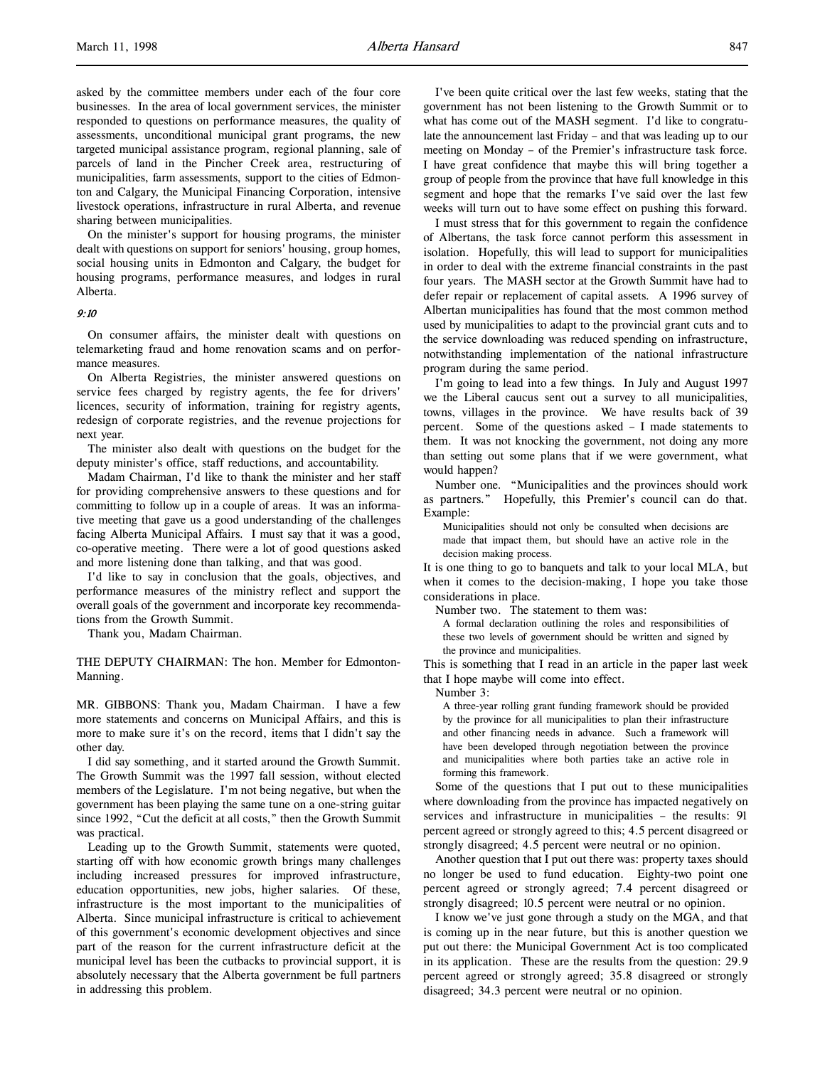asked by the committee members under each of the four core businesses. In the area of local government services, the minister responded to questions on performance measures, the quality of assessments, unconditional municipal grant programs, the new targeted municipal assistance program, regional planning, sale of parcels of land in the Pincher Creek area, restructuring of municipalities, farm assessments, support to the cities of Edmonton and Calgary, the Municipal Financing Corporation, intensive livestock operations, infrastructure in rural Alberta, and revenue sharing between municipalities.

On the minister's support for housing programs, the minister dealt with questions on support for seniors' housing, group homes, social housing units in Edmonton and Calgary, the budget for housing programs, performance measures, and lodges in rural Alberta.

*9:10*

On consumer affairs, the minister dealt with questions on telemarketing fraud and home renovation scams and on performance measures.

On Alberta Registries, the minister answered questions on service fees charged by registry agents, the fee for drivers' licences, security of information, training for registry agents, redesign of corporate registries, and the revenue projections for next year.

The minister also dealt with questions on the budget for the deputy minister's office, staff reductions, and accountability.

Madam Chairman, I'd like to thank the minister and her staff for providing comprehensive answers to these questions and for committing to follow up in a couple of areas. It was an informative meeting that gave us a good understanding of the challenges facing Alberta Municipal Affairs. I must say that it was a good, co-operative meeting. There were a lot of good questions asked and more listening done than talking, and that was good.

I'd like to say in conclusion that the goals, objectives, and performance measures of the ministry reflect and support the overall goals of the government and incorporate key recommendations from the Growth Summit.

Thank you, Madam Chairman.

THE DEPUTY CHAIRMAN: The hon. Member for Edmonton-Manning.

MR. GIBBONS: Thank you, Madam Chairman. I have a few more statements and concerns on Municipal Affairs, and this is more to make sure it's on the record, items that I didn't say the other day.

I did say something, and it started around the Growth Summit. The Growth Summit was the 1997 fall session, without elected members of the Legislature. I'm not being negative, but when the government has been playing the same tune on a one-string guitar since 1992, "Cut the deficit at all costs," then the Growth Summit was practical.

Leading up to the Growth Summit, statements were quoted, starting off with how economic growth brings many challenges including increased pressures for improved infrastructure, education opportunities, new jobs, higher salaries. Of these, infrastructure is the most important to the municipalities of Alberta. Since municipal infrastructure is critical to achievement of this government's economic development objectives and since part of the reason for the current infrastructure deficit at the municipal level has been the cutbacks to provincial support, it is absolutely necessary that the Alberta government be full partners in addressing this problem.

I've been quite critical over the last few weeks, stating that the government has not been listening to the Growth Summit or to what has come out of the MASH segment. I'd like to congratulate the announcement last Friday – and that was leading up to our meeting on Monday – of the Premier's infrastructure task force. I have great confidence that maybe this will bring together a group of people from the province that have full knowledge in this segment and hope that the remarks I've said over the last few weeks will turn out to have some effect on pushing this forward.

I must stress that for this government to regain the confidence of Albertans, the task force cannot perform this assessment in isolation. Hopefully, this will lead to support for municipalities in order to deal with the extreme financial constraints in the past four years. The MASH sector at the Growth Summit have had to defer repair or replacement of capital assets. A 1996 survey of Albertan municipalities has found that the most common method used by municipalities to adapt to the provincial grant cuts and to the service downloading was reduced spending on infrastructure, notwithstanding implementation of the national infrastructure program during the same period.

I'm going to lead into a few things. In July and August 1997 we the Liberal caucus sent out a survey to all municipalities, towns, villages in the province. We have results back of 39 percent. Some of the questions asked – I made statements to them. It was not knocking the government, not doing any more than setting out some plans that if we were government, what would happen?

Number one. "Municipalities and the provinces should work as partners." Hopefully, this Premier's council can do that. Example:

> Municipalities should not only be consulted when decisions are made that impact them, but should have an active role in the decision making process.

It is one thing to go to banquets and talk to your local MLA, but when it comes to the decision-making, I hope you take those considerations in place.

Number two. The statement to them was:

> A formal declaration outlining the roles and responsibilities of these two levels of government should be written and signed by the province and municipalities.

This is something that I read in an article in the paper last week that I hope maybe will come into effect.

Number 3:

> A three-year rolling grant funding framework should be provided by the province for all municipalities to plan their infrastructure and other financing needs in advance. Such a framework will have been developed through negotiation between the province and municipalities where both parties take an active role in forming this framework.

Some of the questions that I put out to these municipalities where downloading from the province has impacted negatively on services and infrastructure in municipalities – the results: 91 percent agreed or strongly agreed to this; 4.5 percent disagreed or strongly disagreed; 4.5 percent were neutral or no opinion.

Another question that I put out there was: property taxes should no longer be used to fund education. Eighty-two point one percent agreed or strongly agreed; 7.4 percent disagreed or strongly disagreed; 10.5 percent were neutral or no opinion.

I know we've just gone through a study on the MGA, and that is coming up in the near future, but this is another question we put out there: the Municipal Government Act is too complicated in its application. These are the results from the question: 29.9 percent agreed or strongly agreed; 35.8 disagreed or strongly disagreed; 34.3 percent were neutral or no opinion.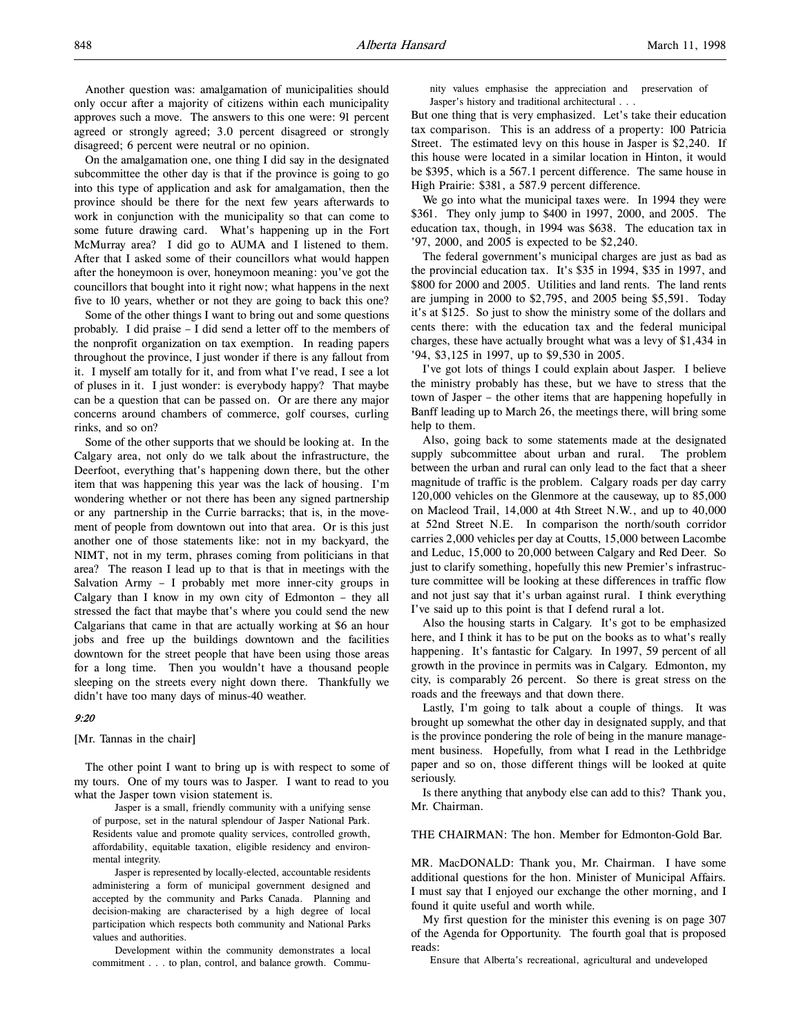Another question was: amalgamation of municipalities should only occur after a majority of citizens within each municipality approves such a move. The answers to this one were: 91 percent agreed or strongly agreed; 3.0 percent disagreed or strongly disagreed; 6 percent were neutral or no opinion.

On the amalgamation one, one thing I did say in the designated subcommittee the other day is that if the province is going to go into this type of application and ask for amalgamation, then the province should be there for the next few years afterwards to work in conjunction with the municipality so that can come to some future drawing card. What's happening up in the Fort McMurray area? I did go to AUMA and I listened to them. After that I asked some of their councillors what would happen after the honeymoon is over, honeymoon meaning: you've got the councillors that bought into it right now; what happens in the next five to 10 years, whether or not they are going to back this one?

Some of the other things I want to bring out and some questions probably. I did praise – I did send a letter off to the members of the nonprofit organization on tax exemption. In reading papers throughout the province, I just wonder if there is any fallout from it. I myself am totally for it, and from what I've read, I see a lot of pluses in it. I just wonder: is everybody happy? That maybe can be a question that can be passed on. Or are there any major concerns around chambers of commerce, golf courses, curling rinks, and so on?

Some of the other supports that we should be looking at. In the Calgary area, not only do we talk about the infrastructure, the Deerfoot, everything that's happening down there, but the other item that was happening this year was the lack of housing. I'm wondering whether or not there has been any signed partnership or any partnership in the Currie barracks; that is, in the movement of people from downtown out into that area. Or is this just another one of those statements like: not in my backyard, the NIMT, not in my term, phrases coming from politicians in that area? The reason I lead up to that is that in meetings with the Salvation Army – I probably met more inner-city groups in Calgary than I know in my own city of Edmonton – they all stressed the fact that maybe that's where you could send the new Calgarians that came in that are actually working at $6 an hour jobs and free up the buildings downtown and the facilities downtown for the street people that have been using those areas for a long time. Then you wouldn't have a thousand people sleeping on the streets every night down there. Thankfully we didn't have too many days of minus-40 weather.

*9:20*

[Mr. Tannas in the chair]

The other point I want to bring up is with respect to some of my tours. One of my tours was to Jasper. I want to read to you what the Jasper town vision statement is.

> Jasper is a small, friendly community with a unifying sense of purpose, set in the natural splendour of Jasper National Park. Residents value and promote quality services, controlled growth, affordability, equitable taxation, eligible residency and environmental integrity.
>
> Jasper is represented by locally-elected, accountable residents administering a form of municipal government designed and accepted by the community and Parks Canada. Planning and decision-making are characterised by a high degree of local participation which respects both community and National Parks values and authorities.
>
> Development within the community demonstrates a local commitment . . . to plan, control, and balance growth. Community values emphasise the appreciation and preservation of Jasper's history and traditional architectural . . .

But one thing that is very emphasized. Let's take their education tax comparison. This is an address of a property: 100 Patricia Street. The estimated levy on this house in Jasper is $2,240. If this house were located in a similar location in Hinton, it would be $395, which is a 567.1 percent difference. The same house in High Prairie: $381, a 587.9 percent difference.

We go into what the municipal taxes were. In 1994 they were $361. They only jump to $400 in 1997, 2000, and 2005. The education tax, though, in 1994 was $638. The education tax in '97, 2000, and 2005 is expected to be $2,240.

The federal government's municipal charges are just as bad as the provincial education tax. It's $35 in 1994, $35 in 1997, and $800 for 2000 and 2005. Utilities and land rents. The land rents are jumping in 2000 to $2,795, and 2005 being $5,591. Today it's at $125. So just to show the ministry some of the dollars and cents there: with the education tax and the federal municipal charges, these have actually brought what was a levy of $1,434 in '94, $3,125 in 1997, up to $9,530 in 2005.

I've got lots of things I could explain about Jasper. I believe the ministry probably has these, but we have to stress that the town of Jasper – the other items that are happening hopefully in Banff leading up to March 26, the meetings there, will bring some help to them.

Also, going back to some statements made at the designated supply subcommittee about urban and rural. The problem between the urban and rural can only lead to the fact that a sheer magnitude of traffic is the problem. Calgary roads per day carry 120,000 vehicles on the Glenmore at the causeway, up to 85,000 on Macleod Trail, 14,000 at 4th Street N.W., and up to 40,000 at 52nd Street N.E. In comparison the north/south corridor carries 2,000 vehicles per day at Coutts, 15,000 between Lacombe and Leduc, 15,000 to 20,000 between Calgary and Red Deer. So just to clarify something, hopefully this new Premier's infrastructure committee will be looking at these differences in traffic flow and not just say that it's urban against rural. I think everything I've said up to this point is that I defend rural a lot.

Also the housing starts in Calgary. It's got to be emphasized here, and I think it has to be put on the books as to what's really happening. It's fantastic for Calgary. In 1997, 59 percent of all growth in the province in permits was in Calgary. Edmonton, my city, is comparably 26 percent. So there is great stress on the roads and the freeways and that down there.

Lastly, I'm going to talk about a couple of things. It was brought up somewhat the other day in designated supply, and that is the province pondering the role of being in the manure management business. Hopefully, from what I read in the Lethbridge paper and so on, those different things will be looked at quite seriously.

Is there anything that anybody else can add to this? Thank you, Mr. Chairman.

THE CHAIRMAN: The hon. Member for Edmonton-Gold Bar.

MR. MacDONALD: Thank you, Mr. Chairman. I have some additional questions for the hon. Minister of Municipal Affairs. I must say that I enjoyed our exchange the other morning, and I found it quite useful and worth while.

My first question for the minister this evening is on page 307 of the Agenda for Opportunity. The fourth goal that is proposed reads:

> Ensure that Alberta's recreational, agricultural and undeveloped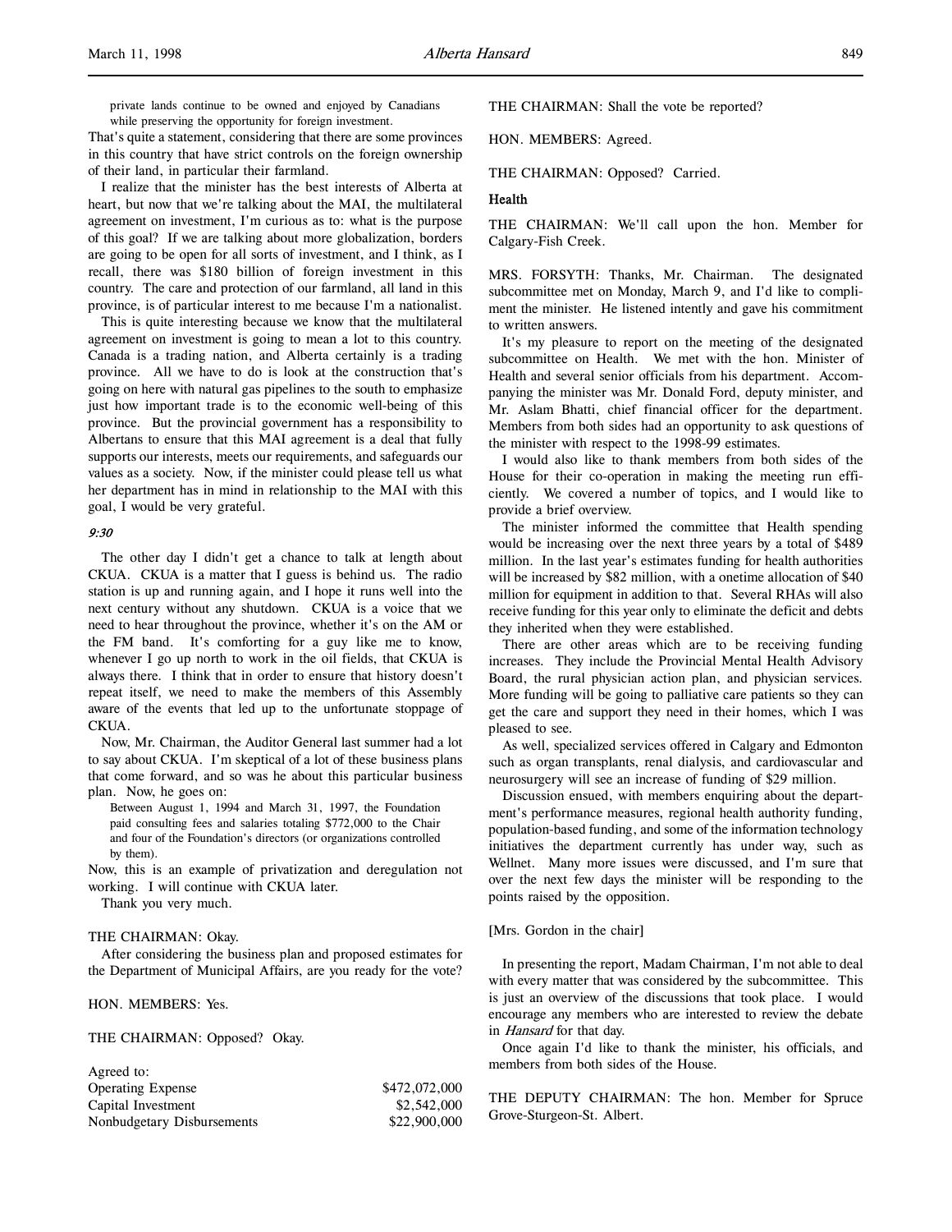private lands continue to be owned and enjoyed by Canadians while preserving the opportunity for foreign investment.

That's quite a statement, considering that there are some provinces in this country that have strict controls on the foreign ownership of their land, in particular their farmland.

I realize that the minister has the best interests of Alberta at heart, but now that we're talking about the MAI, the multilateral agreement on investment, I'm curious as to: what is the purpose of this goal? If we are talking about more globalization, borders are going to be open for all sorts of investment, and I think, as I recall, there was $180 billion of foreign investment in this country. The care and protection of our farmland, all land in this province, is of particular interest to me because I'm a nationalist.

This is quite interesting because we know that the multilateral agreement on investment is going to mean a lot to this country. Canada is a trading nation, and Alberta certainly is a trading province. All we have to do is look at the construction that's going on here with natural gas pipelines to the south to emphasize just how important trade is to the economic well-being of this province. But the provincial government has a responsibility to Albertans to ensure that this MAI agreement is a deal that fully supports our interests, meets our requirements, and safeguards our values as a society. Now, if the minister could please tell us what her department has in mind in relationship to the MAI with this goal, I would be very grateful.

*9:30*

The other day I didn't get a chance to talk at length about CKUA. CKUA is a matter that I guess is behind us. The radio station is up and running again, and I hope it runs well into the next century without any shutdown. CKUA is a voice that we need to hear throughout the province, whether it's on the AM or the FM band. It's comforting for a guy like me to know, whenever I go up north to work in the oil fields, that CKUA is always there. I think that in order to ensure that history doesn't repeat itself, we need to make the members of this Assembly aware of the events that led up to the unfortunate stoppage of CKUA.

Now, Mr. Chairman, the Auditor General last summer had a lot to say about CKUA. I'm skeptical of a lot of these business plans that come forward, and so was he about this particular business plan. Now, he goes on:

> Between August 1, 1994 and March 31, 1997, the Foundation paid consulting fees and salaries totaling $772,000 to the Chair and four of the Foundation's directors (or organizations controlled by them).

Now, this is an example of privatization and deregulation not working. I will continue with CKUA later.

Thank you very much.

THE CHAIRMAN: Okay.

After considering the business plan and proposed estimates for the Department of Municipal Affairs, are you ready for the vote?

HON. MEMBERS: Yes.

THE CHAIRMAN: Opposed? Okay.

| Agreed to: | |
|---|---|
| Operating Expense | $472,072,000 |
| Capital Investment | $2,542,000 |
| Nonbudgetary Disbursements | $22,900,000 |

THE CHAIRMAN: Shall the vote be reported?

HON. MEMBERS: Agreed.

THE CHAIRMAN: Opposed? Carried.

**Health**

THE CHAIRMAN: We'll call upon the hon. Member for Calgary-Fish Creek.

MRS. FORSYTH: Thanks, Mr. Chairman. The designated subcommittee met on Monday, March 9, and I'd like to compliment the minister. He listened intently and gave his commitment to written answers.

It's my pleasure to report on the meeting of the designated subcommittee on Health. We met with the hon. Minister of Health and several senior officials from his department. Accompanying the minister was Mr. Donald Ford, deputy minister, and Mr. Aslam Bhatti, chief financial officer for the department. Members from both sides had an opportunity to ask questions of the minister with respect to the 1998-99 estimates.

I would also like to thank members from both sides of the House for their co-operation in making the meeting run efficiently. We covered a number of topics, and I would like to provide a brief overview.

The minister informed the committee that Health spending would be increasing over the next three years by a total of $489 million. In the last year's estimates funding for health authorities will be increased by $82 million, with a onetime allocation of $40 million for equipment in addition to that. Several RHAs will also receive funding for this year only to eliminate the deficit and debts they inherited when they were established.

There are other areas which are to be receiving funding increases. They include the Provincial Mental Health Advisory Board, the rural physician action plan, and physician services. More funding will be going to palliative care patients so they can get the care and support they need in their homes, which I was pleased to see.

As well, specialized services offered in Calgary and Edmonton such as organ transplants, renal dialysis, and cardiovascular and neurosurgery will see an increase of funding of $29 million.

Discussion ensued, with members enquiring about the department's performance measures, regional health authority funding, population-based funding, and some of the information technology initiatives the department currently has under way, such as Wellnet. Many more issues were discussed, and I'm sure that over the next few days the minister will be responding to the points raised by the opposition.

[Mrs. Gordon in the chair]

In presenting the report, Madam Chairman, I'm not able to deal with every matter that was considered by the subcommittee. This is just an overview of the discussions that took place. I would encourage any members who are interested to review the debate in *Hansard* for that day.

Once again I'd like to thank the minister, his officials, and members from both sides of the House.

THE DEPUTY CHAIRMAN: The hon. Member for Spruce Grove-Sturgeon-St. Albert.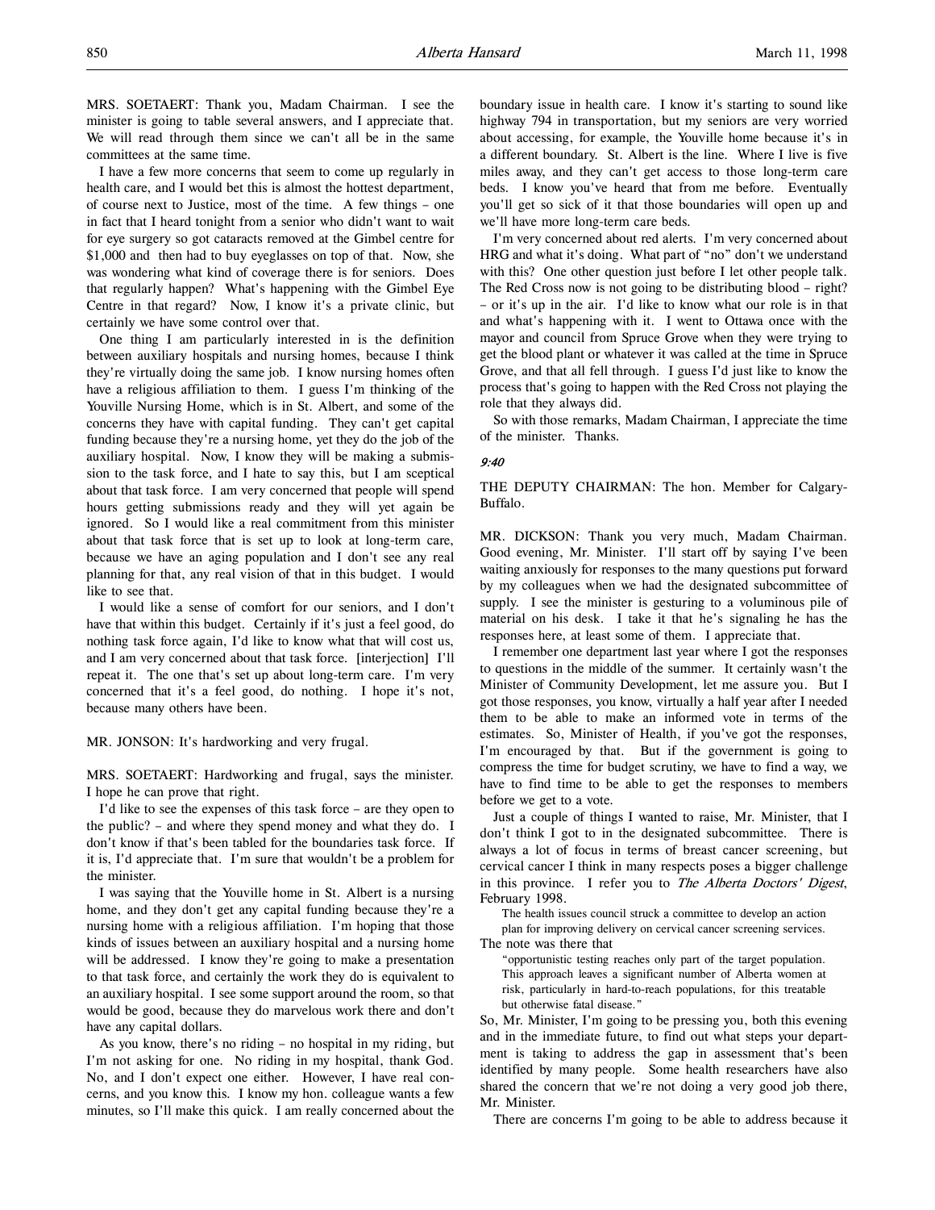MRS. SOETAERT: Thank you, Madam Chairman. I see the minister is going to table several answers, and I appreciate that. We will read through them since we can't all be in the same committees at the same time.

I have a few more concerns that seem to come up regularly in health care, and I would bet this is almost the hottest department, of course next to Justice, most of the time. A few things – one in fact that I heard tonight from a senior who didn't want to wait for eye surgery so got cataracts removed at the Gimbel centre for $1,000 and then had to buy eyeglasses on top of that. Now, she was wondering what kind of coverage there is for seniors. Does that regularly happen? What's happening with the Gimbel Eye Centre in that regard? Now, I know it's a private clinic, but certainly we have some control over that.

One thing I am particularly interested in is the definition between auxiliary hospitals and nursing homes, because I think they're virtually doing the same job. I know nursing homes often have a religious affiliation to them. I guess I'm thinking of the Youville Nursing Home, which is in St. Albert, and some of the concerns they have with capital funding. They can't get capital funding because they're a nursing home, yet they do the job of the auxiliary hospital. Now, I know they will be making a submission to the task force, and I hate to say this, but I am sceptical about that task force. I am very concerned that people will spend hours getting submissions ready and they will yet again be ignored. So I would like a real commitment from this minister about that task force that is set up to look at long-term care, because we have an aging population and I don't see any real planning for that, any real vision of that in this budget. I would like to see that.

I would like a sense of comfort for our seniors, and I don't have that within this budget. Certainly if it's just a feel good, do nothing task force again, I'd like to know what that will cost us, and I am very concerned about that task force. [interjection] I'll repeat it. The one that's set up about long-term care. I'm very concerned that it's a feel good, do nothing. I hope it's not, because many others have been.

MR. JONSON: It's hardworking and very frugal.

MRS. SOETAERT: Hardworking and frugal, says the minister. I hope he can prove that right.

I'd like to see the expenses of this task force – are they open to the public? – and where they spend money and what they do. I don't know if that's been tabled for the boundaries task force. If it is, I'd appreciate that. I'm sure that wouldn't be a problem for the minister.

I was saying that the Youville home in St. Albert is a nursing home, and they don't get any capital funding because they're a nursing home with a religious affiliation. I'm hoping that those kinds of issues between an auxiliary hospital and a nursing home will be addressed. I know they're going to make a presentation to that task force, and certainly the work they do is equivalent to an auxiliary hospital. I see some support around the room, so that would be good, because they do marvelous work there and don't have any capital dollars.

As you know, there's no riding – no hospital in my riding, but I'm not asking for one. No riding in my hospital, thank God. No, and I don't expect one either. However, I have real concerns, and you know this. I know my hon. colleague wants a few minutes, so I'll make this quick. I am really concerned about the boundary issue in health care. I know it's starting to sound like highway 794 in transportation, but my seniors are very worried about accessing, for example, the Youville home because it's in a different boundary. St. Albert is the line. Where I live is five miles away, and they can't get access to those long-term care beds. I know you've heard that from me before. Eventually you'll get so sick of it that those boundaries will open up and we'll have more long-term care beds.

I'm very concerned about red alerts. I'm very concerned about HRG and what it's doing. What part of "no" don't we understand with this? One other question just before I let other people talk. The Red Cross now is not going to be distributing blood – right? – or it's up in the air. I'd like to know what our role is in that and what's happening with it. I went to Ottawa once with the mayor and council from Spruce Grove when they were trying to get the blood plant or whatever it was called at the time in Spruce Grove, and that all fell through. I guess I'd just like to know the process that's going to happen with the Red Cross not playing the role that they always did.

So with those remarks, Madam Chairman, I appreciate the time of the minister. Thanks.

*9:40*

THE DEPUTY CHAIRMAN: The hon. Member for Calgary-Buffalo.

MR. DICKSON: Thank you very much, Madam Chairman. Good evening, Mr. Minister. I'll start off by saying I've been waiting anxiously for responses to the many questions put forward by my colleagues when we had the designated subcommittee of supply. I see the minister is gesturing to a voluminous pile of material on his desk. I take it that he's signaling he has the responses here, at least some of them. I appreciate that.

I remember one department last year where I got the responses to questions in the middle of the summer. It certainly wasn't the Minister of Community Development, let me assure you. But I got those responses, you know, virtually a half year after I needed them to be able to make an informed vote in terms of the estimates. So, Minister of Health, if you've got the responses, I'm encouraged by that. But if the government is going to compress the time for budget scrutiny, we have to find a way, we have to find time to be able to get the responses to members before we get to a vote.

Just a couple of things I wanted to raise, Mr. Minister, that I don't think I got to in the designated subcommittee. There is always a lot of focus in terms of breast cancer screening, but cervical cancer I think in many respects poses a bigger challenge in this province. I refer you to *The Alberta Doctors' Digest*, February 1998.

> The health issues council struck a committee to develop an action plan for improving delivery on cervical cancer screening services.

The note was there that

> "opportunistic testing reaches only part of the target population. This approach leaves a significant number of Alberta women at risk, particularly in hard-to-reach populations, for this treatable but otherwise fatal disease."

So, Mr. Minister, I'm going to be pressing you, both this evening and in the immediate future, to find out what steps your department is taking to address the gap in assessment that's been identified by many people. Some health researchers have also shared the concern that we're not doing a very good job there, Mr. Minister.

There are concerns I'm going to be able to address because it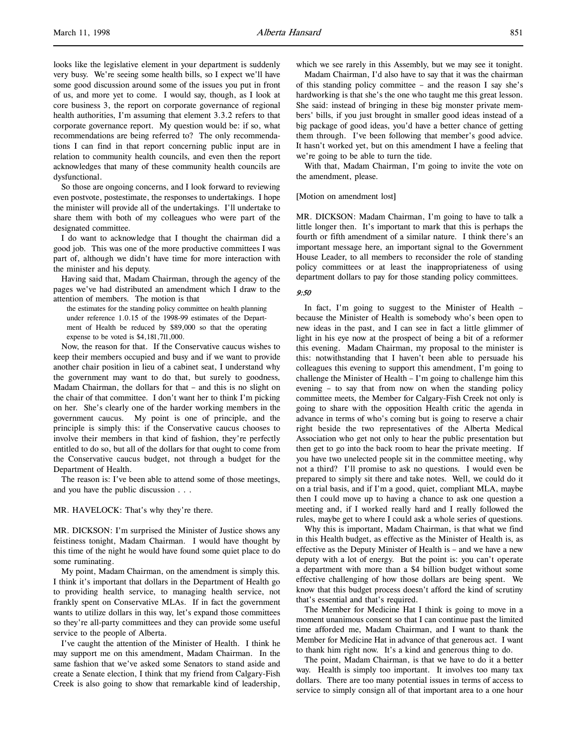looks like the legislative element in your department is suddenly very busy. We're seeing some health bills, so I expect we'll have some good discussion around some of the issues you put in front of us, and more yet to come. I would say, though, as I look at core business 3, the report on corporate governance of regional health authorities, I'm assuming that element 3.3.2 refers to that corporate governance report. My question would be: if so, what recommendations are being referred to? The only recommendations I can find in that report concerning public input are in relation to community health councils, and even then the report acknowledges that many of these community health councils are dysfunctional.

So those are ongoing concerns, and I look forward to reviewing even postvote, postestimate, the responses to undertakings. I hope the minister will provide all of the undertakings. I'll undertake to share them with both of my colleagues who were part of the designated committee.

I do want to acknowledge that I thought the chairman did a good job. This was one of the more productive committees I was part of, although we didn't have time for more interaction with the minister and his deputy.

Having said that, Madam Chairman, through the agency of the pages we've had distributed an amendment which I draw to the attention of members. The motion is that

> the estimates for the standing policy committee on health planning under reference 1.0.15 of the 1998-99 estimates of the Department of Health be reduced by $89,000 so that the operating expense to be voted is $4,181,711,000.

Now, the reason for that. If the Conservative caucus wishes to keep their members occupied and busy and if we want to provide another chair position in lieu of a cabinet seat, I understand why the government may want to do that, but surely to goodness, Madam Chairman, the dollars for that – and this is no slight on the chair of that committee. I don't want her to think I'm picking on her. She's clearly one of the harder working members in the government caucus. My point is one of principle, and the principle is simply this: if the Conservative caucus chooses to involve their members in that kind of fashion, they're perfectly entitled to do so, but all of the dollars for that ought to come from the Conservative caucus budget, not through a budget for the Department of Health.

The reason is: I've been able to attend some of those meetings, and you have the public discussion . . .

MR. HAVELOCK: That's why they're there.

MR. DICKSON: I'm surprised the Minister of Justice shows any feistiness tonight, Madam Chairman. I would have thought by this time of the night he would have found some quiet place to do some ruminating.

My point, Madam Chairman, on the amendment is simply this. I think it's important that dollars in the Department of Health go to providing health service, to managing health service, not frankly spent on Conservative MLAs. If in fact the government wants to utilize dollars in this way, let's expand those committees so they're all-party committees and they can provide some useful service to the people of Alberta.

I've caught the attention of the Minister of Health. I think he may support me on this amendment, Madam Chairman. In the same fashion that we've asked some Senators to stand aside and create a Senate election, I think that my friend from Calgary-Fish Creek is also going to show that remarkable kind of leadership, which we see rarely in this Assembly, but we may see it tonight.

Madam Chairman, I'd also have to say that it was the chairman of this standing policy committee – and the reason I say she's hardworking is that she's the one who taught me this great lesson. She said: instead of bringing in these big monster private members' bills, if you just brought in smaller good ideas instead of a big package of good ideas, you'd have a better chance of getting them through. I've been following that member's good advice. It hasn't worked yet, but on this amendment I have a feeling that we're going to be able to turn the tide.

With that, Madam Chairman, I'm going to invite the vote on the amendment, please.

[Motion on amendment lost]

MR. DICKSON: Madam Chairman, I'm going to have to talk a little longer then. It's important to mark that this is perhaps the fourth or fifth amendment of a similar nature. I think there's an important message here, an important signal to the Government House Leader, to all members to reconsider the role of standing policy committees or at least the inappropriateness of using department dollars to pay for those standing policy committees.

*9:50*

In fact, I'm going to suggest to the Minister of Health – because the Minister of Health is somebody who's been open to new ideas in the past, and I can see in fact a little glimmer of light in his eye now at the prospect of being a bit of a reformer this evening. Madam Chairman, my proposal to the minister is this: notwithstanding that I haven't been able to persuade his colleagues this evening to support this amendment, I'm going to challenge the Minister of Health – I'm going to challenge him this evening – to say that from now on when the standing policy committee meets, the Member for Calgary-Fish Creek not only is going to share with the opposition Health critic the agenda in advance in terms of who's coming but is going to reserve a chair right beside the two representatives of the Alberta Medical Association who get not only to hear the public presentation but then get to go into the back room to hear the private meeting. If you have two unelected people sit in the committee meeting, why not a third? I'll promise to ask no questions. I would even be prepared to simply sit there and take notes. Well, we could do it on a trial basis, and if I'm a good, quiet, compliant MLA, maybe then I could move up to having a chance to ask one question a meeting and, if I worked really hard and I really followed the rules, maybe get to where I could ask a whole series of questions.

Why this is important, Madam Chairman, is that what we find in this Health budget, as effective as the Minister of Health is, as effective as the Deputy Minister of Health is – and we have a new deputy with a lot of energy. But the point is: you can't operate a department with more than a $4 billion budget without some effective challenging of how those dollars are being spent. We know that this budget process doesn't afford the kind of scrutiny that's essential and that's required.

The Member for Medicine Hat I think is going to move in a moment unanimous consent so that I can continue past the limited time afforded me, Madam Chairman, and I want to thank the Member for Medicine Hat in advance of that generous act. I want to thank him right now. It's a kind and generous thing to do.

The point, Madam Chairman, is that we have to do it a better way. Health is simply too important. It involves too many tax dollars. There are too many potential issues in terms of access to service to simply consign all of that important area to a one hour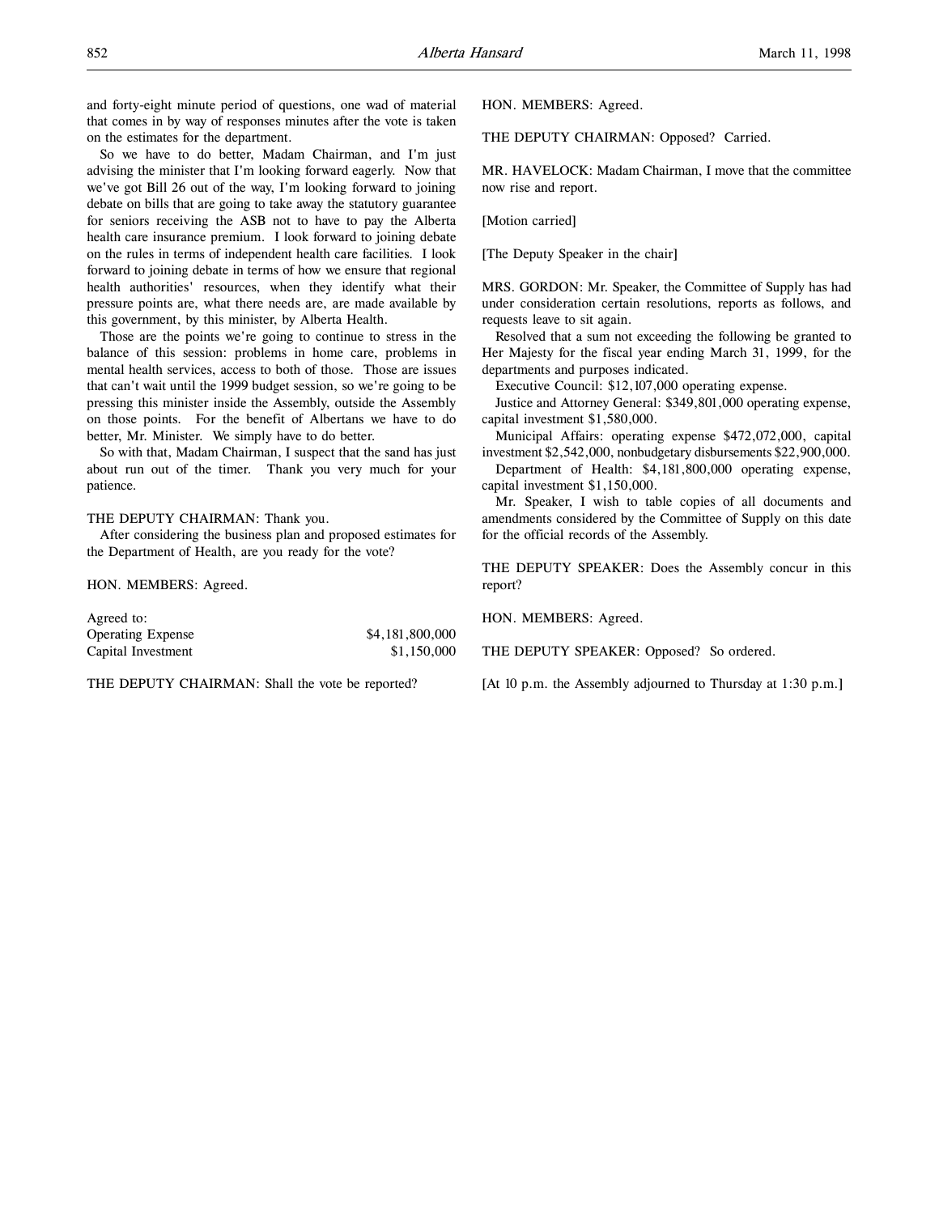and forty-eight minute period of questions, one wad of material that comes in by way of responses minutes after the vote is taken on the estimates for the department.

So we have to do better, Madam Chairman, and I'm just advising the minister that I'm looking forward eagerly. Now that we've got Bill 26 out of the way, I'm looking forward to joining debate on bills that are going to take away the statutory guarantee for seniors receiving the ASB not to have to pay the Alberta health care insurance premium. I look forward to joining debate on the rules in terms of independent health care facilities. I look forward to joining debate in terms of how we ensure that regional health authorities' resources, when they identify what their pressure points are, what there needs are, are made available by this government, by this minister, by Alberta Health.

Those are the points we're going to continue to stress in the balance of this session: problems in home care, problems in mental health services, access to both of those. Those are issues that can't wait until the 1999 budget session, so we're going to be pressing this minister inside the Assembly, outside the Assembly on those points. For the benefit of Albertans we have to do better, Mr. Minister. We simply have to do better.

So with that, Madam Chairman, I suspect that the sand has just about run out of the timer. Thank you very much for your patience.

THE DEPUTY CHAIRMAN: Thank you.

After considering the business plan and proposed estimates for the Department of Health, are you ready for the vote?

HON. MEMBERS: Agreed.

| | |
|---|---|
| Agreed to: | |
| Operating Expense | $4,181,800,000 |
| Capital Investment | $1,150,000 |

THE DEPUTY CHAIRMAN: Shall the vote be reported?

HON. MEMBERS: Agreed.

THE DEPUTY CHAIRMAN: Opposed? Carried.

MR. HAVELOCK: Madam Chairman, I move that the committee now rise and report.

[Motion carried]

[The Deputy Speaker in the chair]

MRS. GORDON: Mr. Speaker, the Committee of Supply has had under consideration certain resolutions, reports as follows, and requests leave to sit again.

Resolved that a sum not exceeding the following be granted to Her Majesty for the fiscal year ending March 31, 1999, for the departments and purposes indicated.

Executive Council: $12,107,000 operating expense.

Justice and Attorney General: $349,801,000 operating expense, capital investment $1,580,000.

Municipal Affairs: operating expense $472,072,000, capital investment $2,542,000, nonbudgetary disbursements $22,900,000.

Department of Health: $4,181,800,000 operating expense, capital investment $1,150,000.

Mr. Speaker, I wish to table copies of all documents and amendments considered by the Committee of Supply on this date for the official records of the Assembly.

THE DEPUTY SPEAKER: Does the Assembly concur in this report?

HON. MEMBERS: Agreed.

THE DEPUTY SPEAKER: Opposed? So ordered.

[At 10 p.m. the Assembly adjourned to Thursday at 1:30 p.m.]